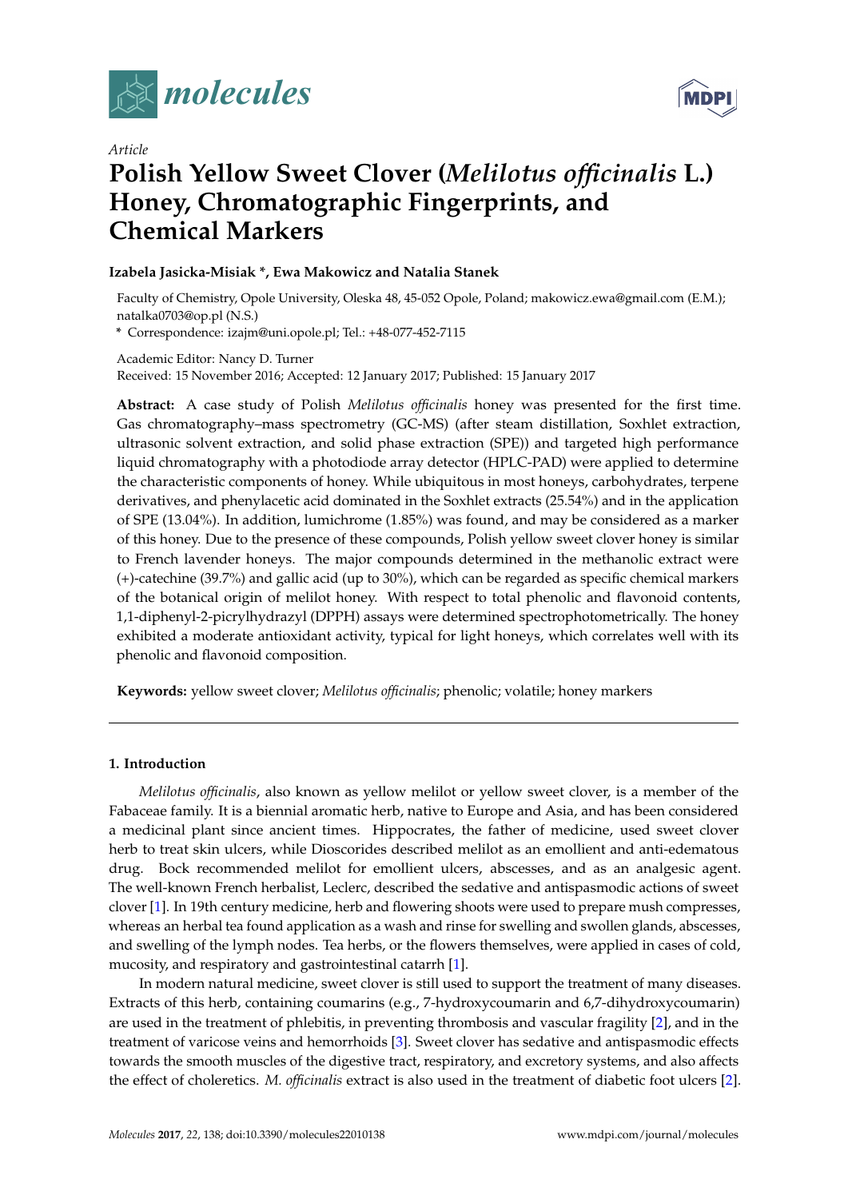*Article*

# Polish Yellow Sweet Clover (*Melilotus officinalis* L.) Honey, Chromatographic Fingerprints, and Chemical Markers

**Izabela Jasicka-Misiak \*, Ewa Makowicz and Natalia Stanek**

Faculty of Chemistry, Opole University, Oleska 48, 45-052 Opole, Poland; makowicz.ewa@gmail.com (E.M.); natalka0703@op.pl (N.S.)

\* Correspondence: izajm@uni.opole.pl; Tel.: +48-077-452-7115

Academic Editor: Nancy D. Turner

Received: 15 November 2016; Accepted: 12 January 2017; Published: 15 January 2017

**Abstract:** A case study of Polish *Melilotus officinalis* honey was presented for the first time. Gas chromatography–mass spectrometry (GC-MS) (after steam distillation, Soxhlet extraction, ultrasonic solvent extraction, and solid phase extraction (SPE)) and targeted high performance liquid chromatography with a photodiode array detector (HPLC-PAD) were applied to determine the characteristic components of honey. While ubiquitous in most honeys, carbohydrates, terpene derivatives, and phenylacetic acid dominated in the Soxhlet extracts (25.54%) and in the application of SPE (13.04%). In addition, lumichrome (1.85%) was found, and may be considered as a marker of this honey. Due to the presence of these compounds, Polish yellow sweet clover honey is similar to French lavender honeys. The major compounds determined in the methanolic extract were (+)-catechine (39.7%) and gallic acid (up to 30%), which can be regarded as specific chemical markers of the botanical origin of melilot honey. With respect to total phenolic and flavonoid contents, 1,1-diphenyl-2-picrylhydrazyl (DPPH) assays were determined spectrophotometrically. The honey exhibited a moderate antioxidant activity, typical for light honeys, which correlates well with its phenolic and flavonoid composition.

**Keywords:** yellow sweet clover; *Melilotus officinalis*; phenolic; volatile; honey markers

## 1. Introduction

*Melilotus officinalis*, also known as yellow melilot or yellow sweet clover, is a member of the Fabaceae family. It is a biennial aromatic herb, native to Europe and Asia, and has been considered a medicinal plant since ancient times. Hippocrates, the father of medicine, used sweet clover herb to treat skin ulcers, while Dioscorides described melilot as an emollient and anti-edematous drug. Bock recommended melilot for emollient ulcers, abscesses, and as an analgesic agent. The well-known French herbalist, Leclerc, described the sedative and antispasmodic actions of sweet clover [1]. In 19th century medicine, herb and flowering shoots were used to prepare mush compresses, whereas an herbal tea found application as a wash and rinse for swelling and swollen glands, abscesses, and swelling of the lymph nodes. Tea herbs, or the flowers themselves, were applied in cases of cold, mucosity, and respiratory and gastrointestinal catarrh [1].

In modern natural medicine, sweet clover is still used to support the treatment of many diseases. Extracts of this herb, containing coumarins (e.g., 7-hydroxycoumarin and 6,7-dihydroxycoumarin) are used in the treatment of phlebitis, in preventing thrombosis and vascular fragility [2], and in the treatment of varicose veins and hemorrhoids [3]. Sweet clover has sedative and antispasmodic effects towards the smooth muscles of the digestive tract, respiratory, and excretory systems, and also affects the effect of choleretics. *M. officinalis* extract is also used in the treatment of diabetic foot ulcers [2].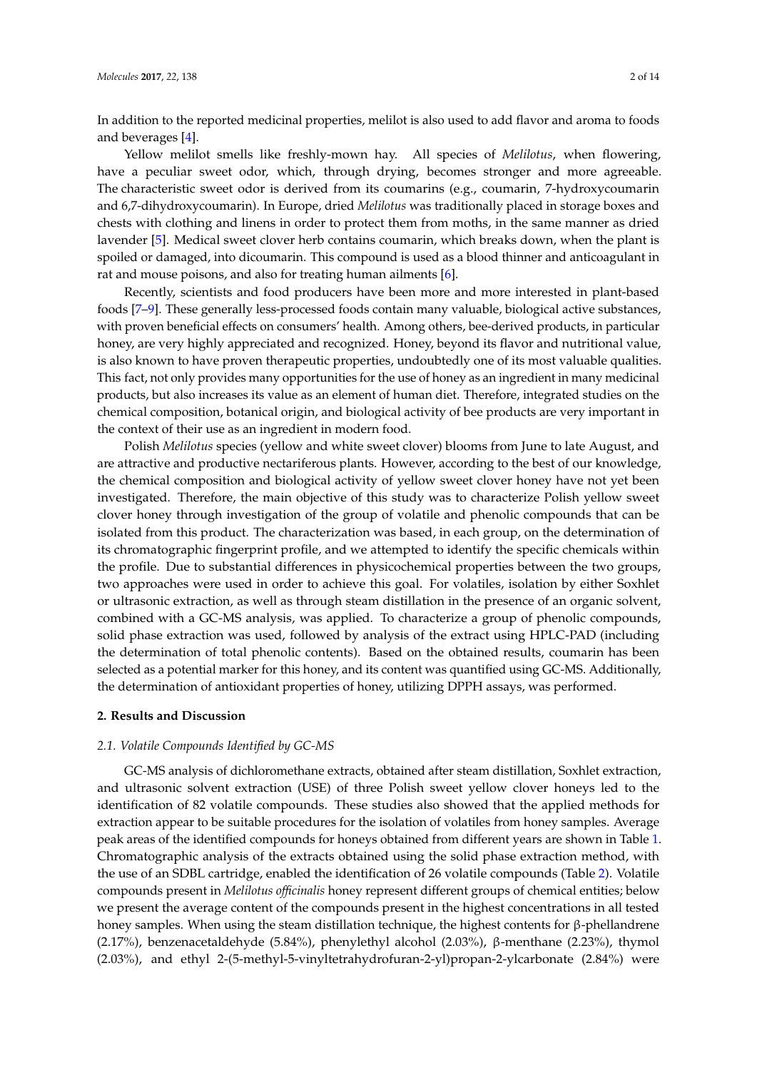In addition to the reported medicinal properties, melilot is also used to add flavor and aroma to foods and beverages [4].

Yellow melilot smells like freshly-mown hay. All species of *Melilotus*, when flowering, have a peculiar sweet odor, which, through drying, becomes stronger and more agreeable. The characteristic sweet odor is derived from its coumarins (e.g., coumarin, 7-hydroxycoumarin and 6,7-dihydroxycoumarin). In Europe, dried *Melilotus* was traditionally placed in storage boxes and chests with clothing and linens in order to protect them from moths, in the same manner as dried lavender [5]. Medical sweet clover herb contains coumarin, which breaks down, when the plant is spoiled or damaged, into dicoumarin. This compound is used as a blood thinner and anticoagulant in rat and mouse poisons, and also for treating human ailments [6].

Recently, scientists and food producers have been more and more interested in plant-based foods [7–9]. These generally less-processed foods contain many valuable, biological active substances, with proven beneficial effects on consumers' health. Among others, bee-derived products, in particular honey, are very highly appreciated and recognized. Honey, beyond its flavor and nutritional value, is also known to have proven therapeutic properties, undoubtedly one of its most valuable qualities. This fact, not only provides many opportunities for the use of honey as an ingredient in many medicinal products, but also increases its value as an element of human diet. Therefore, integrated studies on the chemical composition, botanical origin, and biological activity of bee products are very important in the context of their use as an ingredient in modern food.

Polish *Melilotus* species (yellow and white sweet clover) blooms from June to late August, and are attractive and productive nectariferous plants. However, according to the best of our knowledge, the chemical composition and biological activity of yellow sweet clover honey have not yet been investigated. Therefore, the main objective of this study was to characterize Polish yellow sweet clover honey through investigation of the group of volatile and phenolic compounds that can be isolated from this product. The characterization was based, in each group, on the determination of its chromatographic fingerprint profile, and we attempted to identify the specific chemicals within the profile. Due to substantial differences in physicochemical properties between the two groups, two approaches were used in order to achieve this goal. For volatiles, isolation by either Soxhlet or ultrasonic extraction, as well as through steam distillation in the presence of an organic solvent, combined with a GC-MS analysis, was applied. To characterize a group of phenolic compounds, solid phase extraction was used, followed by analysis of the extract using HPLC-PAD (including the determination of total phenolic contents). Based on the obtained results, coumarin has been selected as a potential marker for this honey, and its content was quantified using GC-MS. Additionally, the determination of antioxidant properties of honey, utilizing DPPH assays, was performed.

## 2. Results and Discussion

### 2.1. Volatile Compounds Identified by GC-MS

GC-MS analysis of dichloromethane extracts, obtained after steam distillation, Soxhlet extraction, and ultrasonic solvent extraction (USE) of three Polish sweet yellow clover honeys led to the identification of 82 volatile compounds. These studies also showed that the applied methods for extraction appear to be suitable procedures for the isolation of volatiles from honey samples. Average peak areas of the identified compounds for honeys obtained from different years are shown in Table 1. Chromatographic analysis of the extracts obtained using the solid phase extraction method, with the use of an SDBL cartridge, enabled the identification of 26 volatile compounds (Table 2). Volatile compounds present in *Melilotus officinalis* honey represent different groups of chemical entities; below we present the average content of the compounds present in the highest concentrations in all tested honey samples. When using the steam distillation technique, the highest contents for β-phellandrene (2.17%), benzenacetaldehyde (5.84%), phenylethyl alcohol (2.03%), β-menthane (2.23%), thymol (2.03%), and ethyl 2-(5-methyl-5-vinyltetrahydrofuran-2-yl)propan-2-ylcarbonate (2.84%) were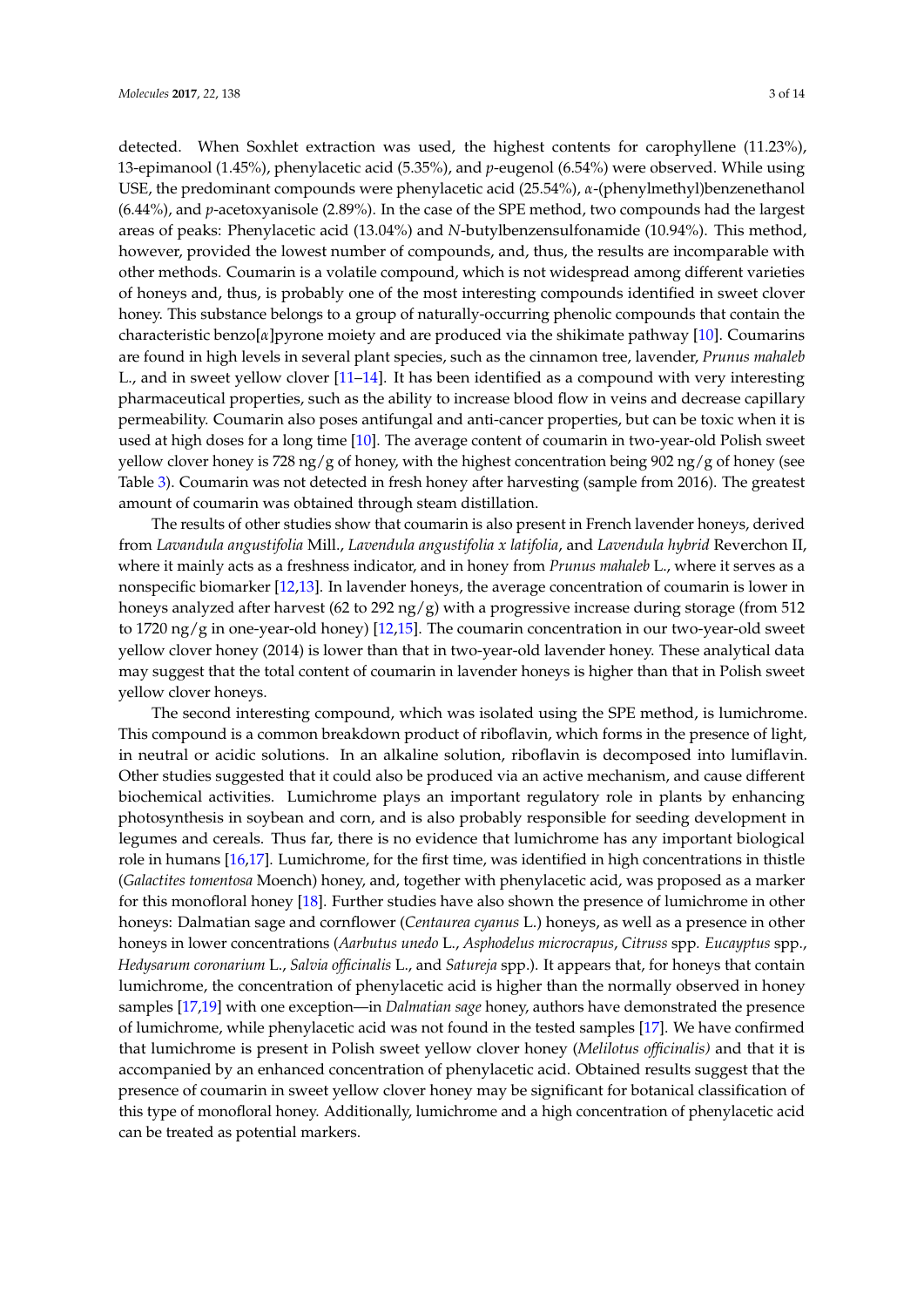detected. When Soxhlet extraction was used, the highest contents for carophyllene (11.23%), 13-epimanool (1.45%), phenylacetic acid (5.35%), and *p*-eugenol (6.54%) were observed. While using USE, the predominant compounds were phenylacetic acid (25.54%), *α*-(phenylmethyl)benzenethanol (6.44%), and *p*-acetoxyanisole (2.89%). In the case of the SPE method, two compounds had the largest areas of peaks: Phenylacetic acid (13.04%) and *N*-butylbenzensulfonamide (10.94%). This method, however, provided the lowest number of compounds, and, thus, the results are incomparable with other methods. Coumarin is a volatile compound, which is not widespread among different varieties of honeys and, thus, is probably one of the most interesting compounds identified in sweet clover honey. This substance belongs to a group of naturally-occurring phenolic compounds that contain the characteristic benzo[*α*]pyrone moiety and are produced via the shikimate pathway [10]. Coumarins are found in high levels in several plant species, such as the cinnamon tree, lavender, *Prunus mahaleb* L., and in sweet yellow clover [11–14]. It has been identified as a compound with very interesting pharmaceutical properties, such as the ability to increase blood flow in veins and decrease capillary permeability. Coumarin also poses antifungal and anti-cancer properties, but can be toxic when it is used at high doses for a long time [10]. The average content of coumarin in two-year-old Polish sweet yellow clover honey is 728 ng/g of honey, with the highest concentration being 902 ng/g of honey (see Table 3). Coumarin was not detected in fresh honey after harvesting (sample from 2016). The greatest amount of coumarin was obtained through steam distillation.

The results of other studies show that coumarin is also present in French lavender honeys, derived from *Lavandula angustifolia* Mill., *Lavandula angustifolia x latifolia*, and *Lavandula hybrid* Reverchon II, where it mainly acts as a freshness indicator, and in honey from *Prunus mahaleb* L., where it serves as a nonspecific biomarker [12,13]. In lavender honeys, the average concentration of coumarin is lower in honeys analyzed after harvest (62 to 292 ng/g) with a progressive increase during storage (from 512 to 1720 ng/g in one-year-old honey) [12,15]. The coumarin concentration in our two-year-old sweet yellow clover honey (2014) is lower than that in two-year-old lavender honey. These analytical data may suggest that the total content of coumarin in lavender honeys is higher than that in Polish sweet yellow clover honeys.

The second interesting compound, which was isolated using the SPE method, is lumichrome. This compound is a common breakdown product of riboflavin, which forms in the presence of light, in neutral or acidic solutions. In an alkaline solution, riboflavin is decomposed into lumiflavin. Other studies suggested that it could also be produced via an active mechanism, and cause different biochemical activities. Lumichrome plays an important regulatory role in plants by enhancing photosynthesis in soybean and corn, and is also probably responsible for seeding development in legumes and cereals. Thus far, there is no evidence that lumichrome has any important biological role in humans [16,17]. Lumichrome, for the first time, was identified in high concentrations in thistle (*Galactites tomentosa* Moench) honey, and, together with phenylacetic acid, was proposed as a marker for this monofloral honey [18]. Further studies have also shown the presence of lumichrome in other honeys: Dalmatian sage and cornflower (*Centaurea cyanus* L.) honeys, as well as a presence in other honeys in lower concentrations (*Aarbutus unedo* L., *Asphodelus microcrapus*, *Citruss* spp. *Eucayptus* spp., *Hedysarum coronarium* L., *Salvia officinalis* L., and *Satureja* spp.). It appears that, for honeys that contain lumichrome, the concentration of phenylacetic acid is higher than the normally observed in honey samples [17,19] with one exception—in *Dalmatian sage* honey, authors have demonstrated the presence of lumichrome, while phenylacetic acid was not found in the tested samples [17]. We have confirmed that lumichrome is present in Polish sweet yellow clover honey (*Melilotus officinalis)* and that it is accompanied by an enhanced concentration of phenylacetic acid. Obtained results suggest that the presence of coumarin in sweet yellow clover honey may be significant for botanical classification of this type of monofloral honey. Additionally, lumichrome and a high concentration of phenylacetic acid can be treated as potential markers.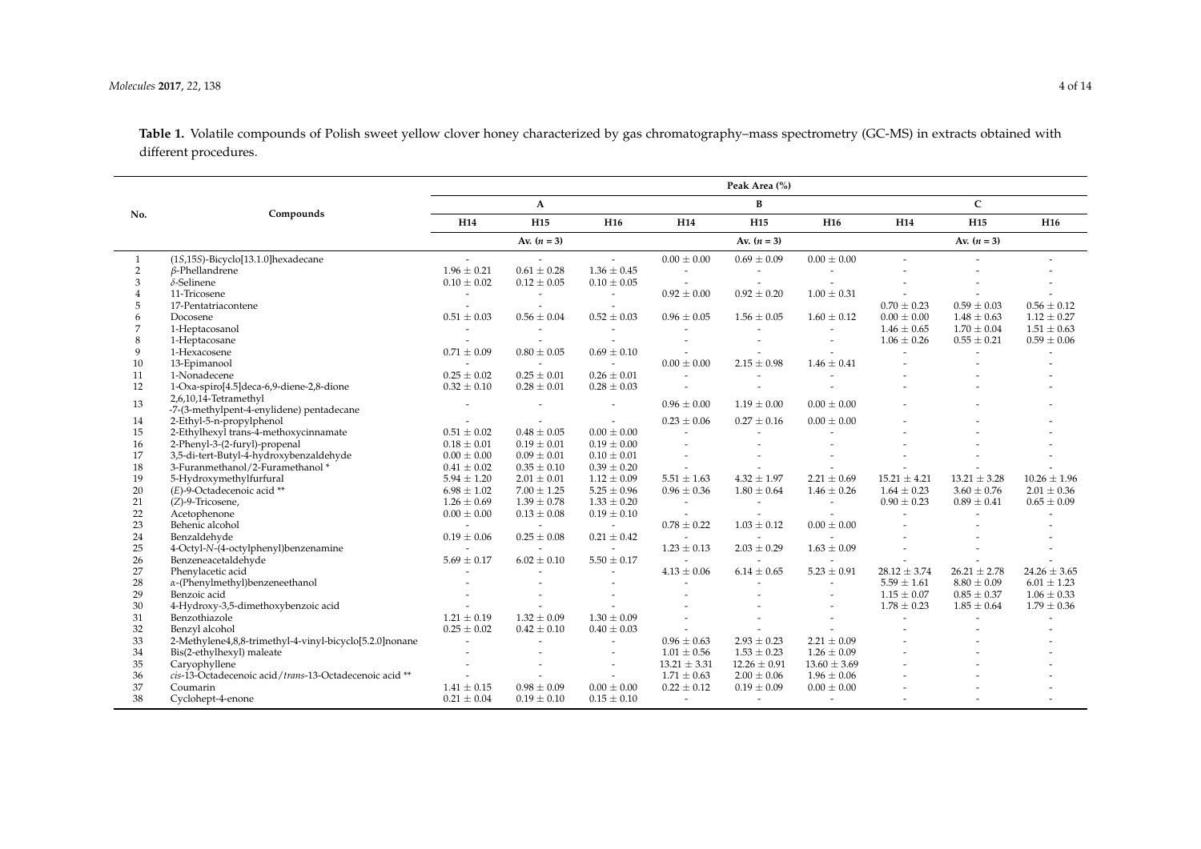**Table 1.** Volatile compounds of Polish sweet yellow clover honey characterized by gas chromatography–mass spectrometry (GC-MS) in extracts obtained with different procedures.

| No. | Compounds | Peak Area (%) | | | | | | | | |
|---|---|---|---|---|---|---|---|---|---|---|
| | | A | | | B | | | C | | |
| | | H14 | H15 | H16 | H14 | H15 | H16 | H14 | H15 | H16 |
| | | Av. ($n$ = 3) | | | Av. ($n$ = 3) | | | Av. ($n$ = 3) | | |
| 1 | (1*S*,15*S*)-Bicyclo[13.1.0]hexadecane | - | - | - | 0.00 ± 0.00 | 0.69 ± 0.09 | 0.00 ± 0.00 | - | - | - |
| 2 | *β*-Phellandrene | 1.96 ± 0.21 | 0.61 ± 0.28 | 1.36 ± 0.45 | - | - | - | - | - | - |
| 3 | *δ*-Selinene | 0.10 ± 0.02 | 0.12 ± 0.05 | 0.10 ± 0.05 | - | - | - | - | - | - |
| 4 | 11-Tricosene | - | - | - | 0.92 ± 0.00 | 0.92 ± 0.20 | 1.00 ± 0.31 | - | - | - |
| 5 | 17-Pentatriacontene | - | - | - | | | | 0.70 ± 0.23 | 0.59 ± 0.03 | 0.56 ± 0.12 |
| 6 | Docosene | 0.51 ± 0.03 | 0.56 ± 0.04 | 0.52 ± 0.03 | 0.96 ± 0.05 | 1.56 ± 0.05 | 1.60 ± 0.12 | 0.00 ± 0.00 | 1.48 ± 0.63 | 1.12 ± 0.27 |
| 7 | 1-Heptacosanol | - | - | - | - | - | - | 1.46 ± 0.65 | 1.70 ± 0.04 | 1.51 ± 0.63 |
| 8 | 1-Heptacosane | - | - | - | - | - | - | 1.06 ± 0.26 | 0.55 ± 0.21 | 0.59 ± 0.06 |
| 9 | 1-Hexacosene | 0.71 ± 0.09 | 0.80 ± 0.05 | 0.69 ± 0.10 | - | - | - | - | - | - |
| 10 | 13-Epimanool | - | - | - | 0.00 ± 0.00 | 2.15 ± 0.98 | 1.46 ± 0.41 | - | - | - |
| 11 | 1-Nonadecene | 0.25 ± 0.02 | 0.25 ± 0.01 | 0.26 ± 0.01 | - | - | - | - | - | - |
| 12 | 1-Oxa-spiro[4.5]deca-6,9-diene-2,8-dione | 0.32 ± 0.10 | 0.28 ± 0.01 | 0.28 ± 0.03 | - | - | - | - | - | - |
| 13 | 2,6,10,14-Tetramethyl -7-(3-methylpent-4-enylidene) pentadecane | - | - | - | 0.96 ± 0.00 | 1.19 ± 0.00 | 0.00 ± 0.00 | - | - | - |
| 14 | 2-Ethyl-5-n-propylphenol | - | - | - | 0.23 ± 0.06 | 0.27 ± 0.16 | 0.00 ± 0.00 | - | - | - |
| 15 | 2-Ethylhexyl trans-4-methoxycinnamate | 0.51 ± 0.02 | 0.48 ± 0.05 | 0.00 ± 0.00 | - | - | - | - | - | - |
| 16 | 2-Phenyl-3-(2-furyl)-propenal | 0.18 ± 0.01 | 0.19 ± 0.01 | 0.19 ± 0.00 | - | - | - | - | - | - |
| 17 | 3,5-di-tert-Butyl-4-hydroxybenzaldehyde | 0.00 ± 0.00 | 0.09 ± 0.01 | 0.10 ± 0.01 | - | - | - | - | - | - |
| 18 | 3-Furanmethanol/2-Furamethanol * | 0.41 ± 0.02 | 0.35 ± 0.10 | 0.39 ± 0.20 | - | - | - | - | - | - |
| 19 | 5-Hydroxymethylfurfural | 5.94 ± 1.20 | 2.01 ± 0.01 | 1.12 ± 0.09 | 5.51 ± 1.63 | 4.32 ± 1.97 | 2.21 ± 0.69 | 15.21 ± 4.21 | 13.21 ± 3.28 | 10.26 ± 1.96 |
| 20 | (*E*)-9-Octadecenoic acid ** | 6.98 ± 1.02 | 7.00 ± 1.25 | 5.25 ± 0.96 | 0.96 ± 0.36 | 1.80 ± 0.64 | 1.46 ± 0.26 | 1.64 ± 0.23 | 3.60 ± 0.76 | 2.01 ± 0.36 |
| 21 | (*Z*)-9-Tricosene, | 1.26 ± 0.69 | 1.39 ± 0.78 | 1.33 ± 0.20 | - | - | - | 0.90 ± 0.23 | 0.89 ± 0.41 | 0.65 ± 0.09 |
| 22 | Acetophenone | 0.00 ± 0.00 | 0.13 ± 0.08 | 0.19 ± 0.10 | - | - | - | - | - | - |
| 23 | Behenic alcohol | - | - | - | 0.78 ± 0.22 | 1.03 ± 0.12 | 0.00 ± 0.00 | - | - | - |
| 24 | Benzaldehyde | 0.19 ± 0.06 | 0.25 ± 0.08 | 0.21 ± 0.42 | - | - | - | - | - | - |
| 25 | 4-Octyl-*N*-(4-octylphenyl)benzenamine | - | - | - | 1.23 ± 0.13 | 2.03 ± 0.29 | 1.63 ± 0.09 | - | - | - |
| 26 | Benzeneacetaldehyde | 5.69 ± 0.17 | 6.02 ± 0.10 | 5.50 ± 0.17 | - | - | - | - | - | - |
| 27 | Phenylacetic acid | - | - | - | 4.13 ± 0.06 | 6.14 ± 0.65 | 5.23 ± 0.91 | 28.12 ± 3.74 | 26.21 ± 2.78 | 24.26 ± 3.65 |
| 28 | *α*-(Phenylmethyl)benzeneethanol | - | - | - | - | - | - | 5.59 ± 1.61 | 8.80 ± 0.09 | 6.01 ± 1.23 |
| 29 | Benzoic acid | - | - | - | - | - | - | 1.15 ± 0.07 | 0.85 ± 0.37 | 1.06 ± 0.33 |
| 30 | 4-Hydroxy-3,5-dimethoxybenzoic acid | - | - | - | - | - | - | 1.78 ± 0.23 | 1.85 ± 0.64 | 1.79 ± 0.36 |
| 31 | Benzothiazole | 1.21 ± 0.19 | 1.32 ± 0.09 | 1.30 ± 0.09 | - | - | - | - | - | - |
| 32 | Benzyl alcohol | 0.25 ± 0.02 | 0.42 ± 0.10 | 0.40 ± 0.03 | - | - | - | - | - | - |
| 33 | 2-Methylene4,8,8-trimethyl-4-vinyl-bicyclo[5.2.0]nonane | - | - | - | 0.96 ± 0.63 | 2.93 ± 0.23 | 2.21 ± 0.09 | - | - | - |
| 34 | Bis(2-ethylhexyl) maleate | - | - | - | 1.01 ± 0.56 | 1.53 ± 0.23 | 1.26 ± 0.09 | - | - | - |
| 35 | Caryophyllene | - | - | - | 13.21 ± 3.31 | 12.26 ± 0.91 | 13.60 ± 3.69 | - | - | - |
| 36 | *cis*-13-Octadecenoic acid/*trans*-13-Octadecenoic acid ** | - | - | - | 1.71 ± 0.63 | 2.00 ± 0.06 | 1.96 ± 0.06 | - | - | - |
| 37 | Coumarin | 1.41 ± 0.15 | 0.98 ± 0.09 | 0.00 ± 0.00 | 0.22 ± 0.12 | 0.19 ± 0.09 | 0.00 ± 0.00 | - | - | - |
| 38 | Cyclohept-4-enone | 0.21 ± 0.04 | 0.19 ± 0.10 | 0.15 ± 0.10 | - | - | - | - | - | - |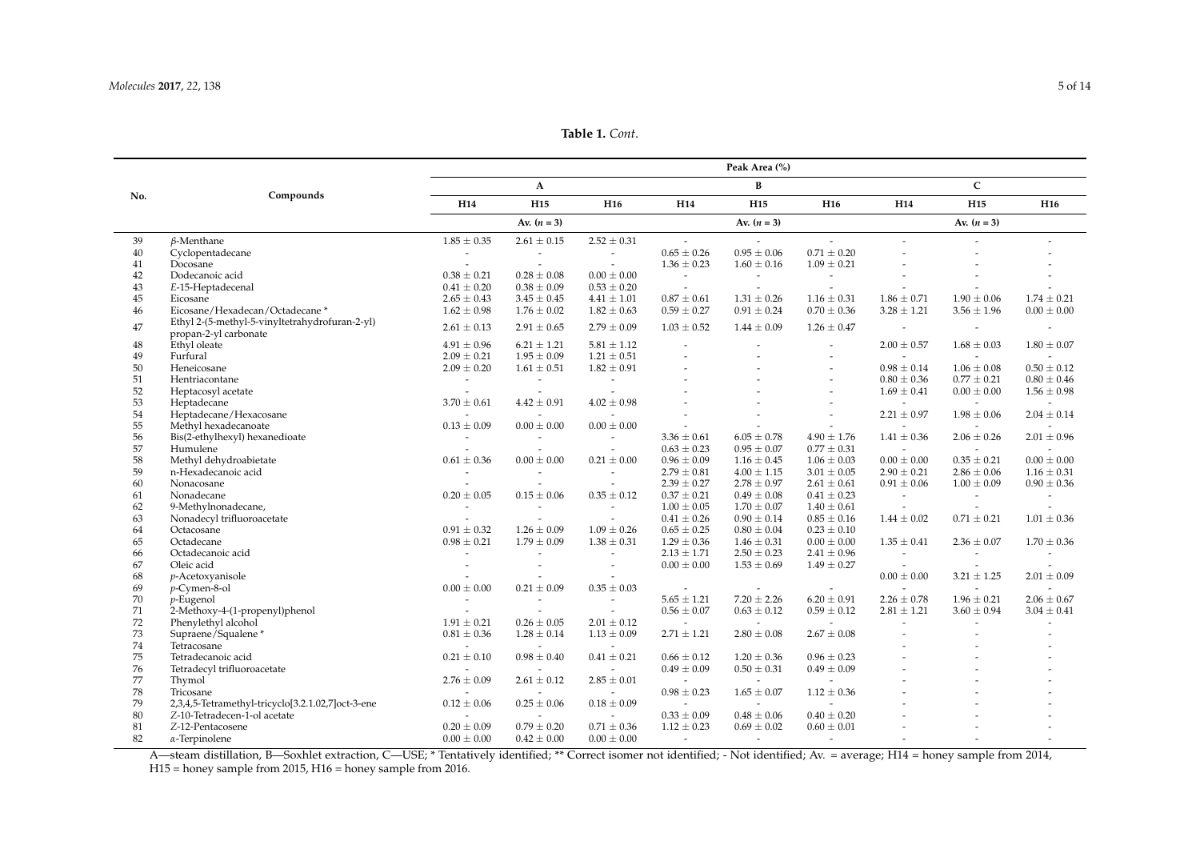**Table 1.** *Cont.*

| No. | Compounds | Peak Area (%) | | | | | | | | |
|---|---|---|---|---|---|---|---|---|---|---|
| | | A | | | B | | | C | | |
| | | H14 | H15 | H16 | H14 | H15 | H16 | H14 | H15 | H16 |
| | | Av. ($n$ = 3) | | | Av. ($n$ = 3) | | | Av. ($n$ = 3) | | |
| 39 | *β*-Menthane | 1.85 ± 0.35 | 2.61 ± 0.15 | 2.52 ± 0.31 | - | - | - | - | - | - |
| 40 | Cyclopentadecane | - | - | - | 0.65 ± 0.26 | 0.95 ± 0.06 | 0.71 ± 0.20 | - | - | - |
| 41 | Docosane | - | - | - | 1.36 ± 0.23 | 1.60 ± 0.16 | 1.09 ± 0.21 | - | - | - |
| 42 | Dodecanoic acid | 0.38 ± 0.21 | 0.28 ± 0.08 | 0.00 ± 0.00 | - | - | - | - | - | - |
| 43 | *E*-15-Heptadecenal | 0.41 ± 0.20 | 0.38 ± 0.09 | 0.53 ± 0.20 | - | - | - | - | - | - |
| 45 | Eicosane | 2.65 ± 0.43 | 3.45 ± 0.45 | 4.41 ± 1.01 | 0.87 ± 0.61 | 1.31 ± 0.26 | 1.16 ± 0.31 | 1.86 ± 0.71 | 1.90 ± 0.06 | 1.74 ± 0.21 |
| 46 | Eicosane/Hexadecan/Octadecane * | 1.62 ± 0.98 | 1.76 ± 0.02 | 1.82 ± 0.63 | 0.59 ± 0.27 | 0.91 ± 0.24 | 0.70 ± 0.36 | 3.28 ± 1.21 | 3.56 ± 1.96 | 0.00 ± 0.00 |
| 47 | Ethyl 2-(5-methyl-5-vinyltetrahydrofuran-2-yl) propan-2-yl carbonate | 2.61 ± 0.13 | 2.91 ± 0.65 | 2.79 ± 0.09 | 1.03 ± 0.52 | 1.44 ± 0.09 | 1.26 ± 0.47 | - | - | - |
| 48 | Ethyl oleate | 4.91 ± 0.96 | 6.21 ± 1.21 | 5.81 ± 1.12 | - | - | - | 2.00 ± 0.57 | 1.68 ± 0.03 | 1.80 ± 0.07 |
| 49 | Furfural | 2.09 ± 0.21 | 1.95 ± 0.09 | 1.21 ± 0.51 | - | - | - | - | - | - |
| 50 | Heneicosane | 2.09 ± 0.20 | 1.61 ± 0.51 | 1.82 ± 0.91 | - | - | - | 0.98 ± 0.14 | 1.06 ± 0.08 | 0.50 ± 0.12 |
| 51 | Hentriacontane | - | - | - | - | - | - | 0.80 ± 0.36 | 0.77 ± 0.21 | 0.80 ± 0.46 |
| 52 | Heptacosyl acetate | - | - | - | - | - | - | 1.69 ± 0.41 | 0.00 ± 0.00 | 1.56 ± 0.98 |
| 53 | Heptadecane | 3.70 ± 0.61 | 4.42 ± 0.91 | 4.02 ± 0.98 | - | - | - | - | - | - |
| 54 | Heptadecane/Hexacosane | - | - | - | - | - | - | 2.21 ± 0.97 | 1.98 ± 0.06 | 2.04 ± 0.14 |
| 55 | Methyl hexadecanoate | 0.13 ± 0.09 | 0.00 ± 0.00 | 0.00 ± 0.00 | - | - | - | - | - | - |
| 56 | Bis(2-ethylhexyl) hexanedioate | - | - | - | 3.36 ± 0.61 | 6.05 ± 0.78 | 4.90 ± 1.76 | 1.41 ± 0.36 | 2.06 ± 0.26 | 2.01 ± 0.96 |
| 57 | Humulene | - | - | - | 0.63 ± 0.23 | 0.95 ± 0.07 | 0.77 ± 0.31 | - | - | - |
| 58 | Methyl dehydroabietate | 0.61 ± 0.36 | 0.00 ± 0.00 | 0.21 ± 0.00 | 0.96 ± 0.09 | 1.16 ± 0.45 | 1.06 ± 0.03 | 0.00 ± 0.00 | 0.35 ± 0.21 | 0.00 ± 0.00 |
| 59 | n-Hexadecanoic acid | - | - | - | 2.79 ± 0.81 | 4.00 ± 1.15 | 3.01 ± 0.05 | 2.90 ± 0.21 | 2.86 ± 0.06 | 1.16 ± 0.31 |
| 60 | Nonacosane | - | - | - | 2.39 ± 0.27 | 2.78 ± 0.97 | 2.61 ± 0.61 | 0.91 ± 0.06 | 1.00 ± 0.09 | 0.90 ± 0.36 |
| 61 | Nonadecane | 0.20 ± 0.05 | 0.15 ± 0.06 | 0.35 ± 0.12 | 0.37 ± 0.21 | 0.49 ± 0.08 | 0.41 ± 0.23 | - | - | - |
| 62 | 9-Methylnonadecane, | - | - | - | 1.00 ± 0.05 | 1.70 ± 0.07 | 1.40 ± 0.61 | - | - | - |
| 63 | Nonadecyl trifluoroacetate | - | - | - | 0.41 ± 0.26 | 0.90 ± 0.14 | 0.85 ± 0.16 | 1.44 ± 0.02 | 0.71 ± 0.21 | 1.01 ± 0.36 |
| 64 | Octacosane | 0.91 ± 0.32 | 1.26 ± 0.09 | 1.09 ± 0.26 | 0.65 ± 0.25 | 0.80 ± 0.04 | 0.23 ± 0.10 | | | |
| 65 | Octadecane | 0.98 ± 0.21 | 1.79 ± 0.09 | 1.38 ± 0.31 | 1.29 ± 0.36 | 1.46 ± 0.31 | 0.00 ± 0.00 | 1.35 ± 0.41 | 2.36 ± 0.07 | 1.70 ± 0.36 |
| 66 | Octadecanoic acid | - | - | - | 2.13 ± 1.71 | 2.50 ± 0.23 | 2.41 ± 0.96 | - | - | - |
| 67 | Oleic acid | - | - | - | 0.00 ± 0.00 | 1.53 ± 0.69 | 1.49 ± 0.27 | - | - | - |
| 68 | *p*-Acetoxyanisole | - | - | - | | | | 0.00 ± 0.00 | 3.21 ± 1.25 | 2.01 ± 0.09 |
| 69 | *p*-Cymen-8-ol | 0.00 ± 0.00 | 0.21 ± 0.09 | 0.35 ± 0.03 | - | - | - | - | - | - |
| 70 | *p*-Eugenol | - | - | - | 5.65 ± 1.21 | 7.20 ± 2.26 | 6.20 ± 0.91 | 2.26 ± 0.78 | 1.96 ± 0.21 | 2.06 ± 0.67 |
| 71 | 2-Methoxy-4-(1-propenyl)phenol | - | - | - | 0.56 ± 0.07 | 0.63 ± 0.12 | 0.59 ± 0.12 | 2.81 ± 1.21 | 3.60 ± 0.94 | 3.04 ± 0.41 |
| 72 | Phenylethyl alcohol | 1.91 ± 0.21 | 0.26 ± 0.05 | 2.01 ± 0.12 | - | - | - | - | - | - |
| 73 | Supraene/Squalene * | 0.81 ± 0.36 | 1.28 ± 0.14 | 1.13 ± 0.09 | 2.71 ± 1.21 | 2.80 ± 0.08 | 2.67 ± 0.08 | - | - | - |
| 74 | Tetracosane | - | - | - | | | | - | - | - |
| 75 | Tetradecanoic acid | 0.21 ± 0.10 | 0.98 ± 0.40 | 0.41 ± 0.21 | 0.66 ± 0.12 | 1.20 ± 0.36 | 0.96 ± 0.23 | - | - | - |
| 76 | Tetradecyl trifluoroacetate | - | - | - | 0.49 ± 0.09 | 0.50 ± 0.31 | 0.49 ± 0.09 | - | - | - |
| 77 | Thymol | 2.76 ± 0.09 | 2.61 ± 0.12 | 2.85 ± 0.01 | - | - | - | - | - | - |
| 78 | Tricosane | - | - | - | 0.98 ± 0.23 | 1.65 ± 0.07 | 1.12 ± 0.36 | - | - | - |
| 79 | 2,3,4,5-Tetramethyl-tricyclo[3.2.1.02,7]oct-3-ene | 0.12 ± 0.06 | 0.25 ± 0.06 | 0.18 ± 0.09 | - | - | - | - | - | - |
| 80 | *Z*-10-Tetradecen-1-ol acetate | - | - | - | 0.33 ± 0.09 | 0.48 ± 0.06 | 0.40 ± 0.20 | - | - | - |
| 81 | *Z*-12-Pentacosene | 0.20 ± 0.09 | 0.79 ± 0.20 | 0.71 ± 0.36 | 1.12 ± 0.23 | 0.69 ± 0.02 | 0.60 ± 0.01 | - | - | - |
| 82 | *α*-Terpinolene | 0.00 ± 0.00 | 0.42 ± 0.00 | 0.00 ± 0.00 | - | - | - | - | - | - |

A—steam distillation, B—Soxhlet extraction, C—USE; * Tentatively identified; ** Correct isomer not identified; - Not identified; Av. = average; H14 = honey sample from 2014, H15 = honey sample from 2015, H16 = honey sample from 2016.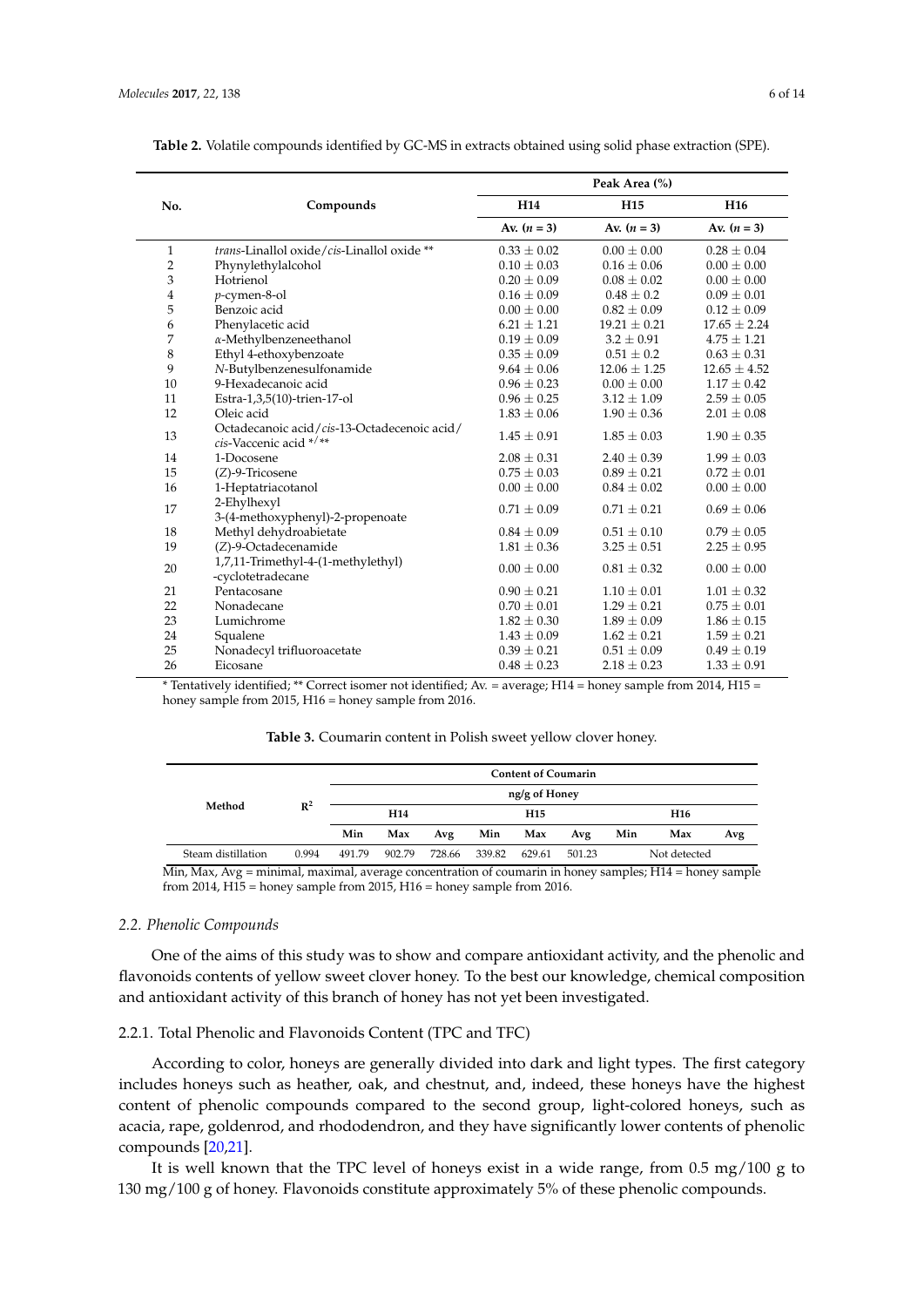**Table 2.** Volatile compounds identified by GC-MS in extracts obtained using solid phase extraction (SPE).

| No. | Compounds | Peak Area (%) | | |
|---|---|---|---|---|
| | | H14 | H15 | H16 |
| | | Av. ($n$ = 3) | Av. ($n$ = 3) | Av. ($n$ = 3) |
| 1 | *trans*-Linallol oxide/*cis*-Linallol oxide ** | 0.33 ± 0.02 | 0.00 ± 0.00 | 0.28 ± 0.04 |
| 2 | Phynylethylalcohol | 0.10 ± 0.03 | 0.16 ± 0.06 | 0.00 ± 0.00 |
| 3 | Hotrienol | 0.20 ± 0.09 | 0.08 ± 0.02 | 0.00 ± 0.00 |
| 4 | *p*-cymen-8-ol | 0.16 ± 0.09 | 0.48 ± 0.2 | 0.09 ± 0.01 |
| 5 | Benzoic acid | 0.00 ± 0.00 | 0.82 ± 0.09 | 0.12 ± 0.09 |
| 6 | Phenylacetic acid | 6.21 ± 1.21 | 19.21 ± 0.21 | 17.65 ± 2.24 |
| 7 | α-Methylbenzeneethanol | 0.19 ± 0.09 | 3.2 ± 0.91 | 4.75 ± 1.21 |
| 8 | Ethyl 4-ethoxybenzoate | 0.35 ± 0.09 | 0.51 ± 0.2 | 0.63 ± 0.31 |
| 9 | *N*-Butylbenzenesulfonamide | 9.64 ± 0.06 | 12.06 ± 1.25 | 12.65 ± 4.52 |
| 10 | 9-Hexadecanoic acid | 0.96 ± 0.23 | 0.00 ± 0.00 | 1.17 ± 0.42 |
| 11 | Estra-1,3,5(10)-trien-17-ol | 0.96 ± 0.25 | 3.12 ± 1.09 | 2.59 ± 0.05 |
| 12 | Oleic acid | 1.83 ± 0.06 | 1.90 ± 0.36 | 2.01 ± 0.08 |
| 13 | Octadecanoic acid/*cis*-13-Octadecenoic acid/ *cis*-Vaccenic acid */** | 1.45 ± 0.91 | 1.85 ± 0.03 | 1.90 ± 0.35 |
| 14 | 1-Docosene | 2.08 ± 0.31 | 2.40 ± 0.39 | 1.99 ± 0.03 |
| 15 | (*Z*)-9-Tricosene | 0.75 ± 0.03 | 0.89 ± 0.21 | 0.72 ± 0.01 |
| 16 | 1-Heptatriacotanol | 0.00 ± 0.00 | 0.84 ± 0.02 | 0.00 ± 0.00 |
| 17 | 2-Ehylhexyl 3-(4-methoxyphenyl)-2-propenoate | 0.71 ± 0.09 | 0.71 ± 0.21 | 0.69 ± 0.06 |
| 18 | Methyl dehydroabietate | 0.84 ± 0.09 | 0.51 ± 0.10 | 0.79 ± 0.05 |
| 19 | (*Z*)-9-Octadecenamide | 1.81 ± 0.36 | 3.25 ± 0.51 | 2.25 ± 0.95 |
| 20 | 1,7,11-Trimethyl-4-(1-methylethyl) -cyclotetradecane | 0.00 ± 0.00 | 0.81 ± 0.32 | 0.00 ± 0.00 |
| 21 | Pentacosane | 0.90 ± 0.21 | 1.10 ± 0.01 | 1.01 ± 0.32 |
| 22 | Nonadecane | 0.70 ± 0.01 | 1.29 ± 0.21 | 0.75 ± 0.01 |
| 23 | Lumichrome | 1.82 ± 0.30 | 1.89 ± 0.09 | 1.86 ± 0.15 |
| 24 | Squalene | 1.43 ± 0.09 | 1.62 ± 0.21 | 1.59 ± 0.21 |
| 25 | Nonadecyl trifluoroacetate | 0.39 ± 0.21 | 0.51 ± 0.09 | 0.49 ± 0.19 |
| 26 | Eicosane | 0.48 ± 0.23 | 2.18 ± 0.23 | 1.33 ± 0.91 |

* Tentatively identified; ** Correct isomer not identified; Av. = average; H14 = honey sample from 2014, H15 = honey sample from 2015, H16 = honey sample from 2016.

**Table 3.** Coumarin content in Polish sweet yellow clover honey.

| Method | $R^2$ | Content of Coumarin | | | | | | | | |
|---|---|---|---|---|---|---|---|---|---|---|
| | | ng/g of Honey | | | | | | | | |
| | | H14 | | | H15 | | | H16 | | |
| | | Min | Max | Avg | Min | Max | Avg | Min | Max | Avg |
| Steam distillation | 0.994 | 491.79 | 902.79 | 728.66 | 339.82 | 629.61 | 501.23 | | Not detected | |

Min, Max, Avg = minimal, maximal, average concentration of coumarin in honey samples; H14 = honey sample from 2014, H15 = honey sample from 2015, H16 = honey sample from 2016.

### *2.2. Phenolic Compounds*

One of the aims of this study was to show and compare antioxidant activity, and the phenolic and flavonoids contents of yellow sweet clover honey. To the best our knowledge, chemical composition and antioxidant activity of this branch of honey has not yet been investigated.

#### 2.2.1. Total Phenolic and Flavonoids Content (TPC and TFC)

According to color, honeys are generally divided into dark and light types. The first category includes honeys such as heather, oak, and chestnut, and, indeed, these honeys have the highest content of phenolic compounds compared to the second group, light-colored honeys, such as acacia, rape, goldenrod, and rhododendron, and they have significantly lower contents of phenolic compounds [20,21].

It is well known that the TPC level of honeys exist in a wide range, from 0.5 mg/100 g to 130 mg/100 g of honey. Flavonoids constitute approximately 5% of these phenolic compounds.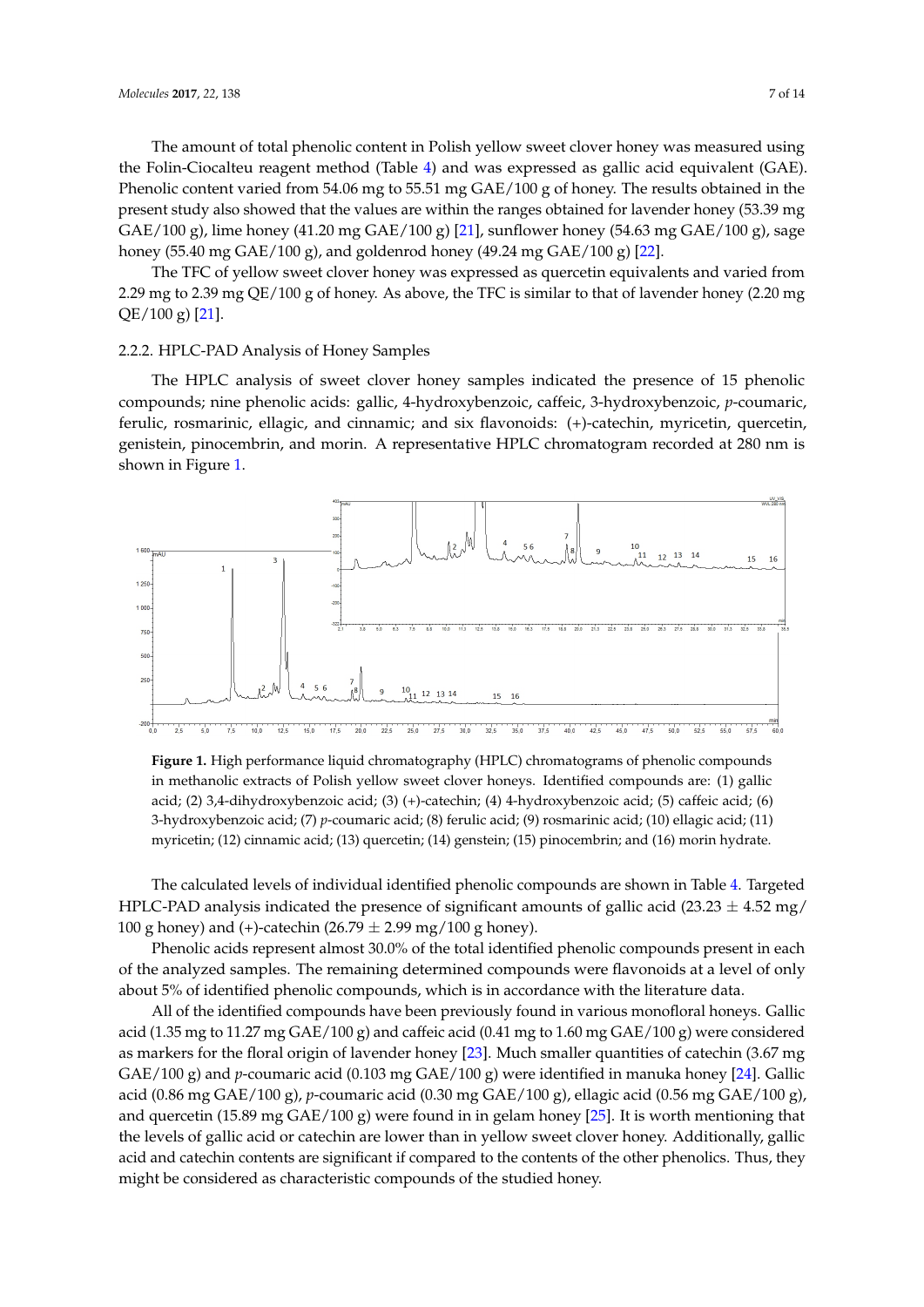The amount of total phenolic content in Polish yellow sweet clover honey was measured using the Folin-Ciocalteu reagent method (Table 4) and was expressed as gallic acid equivalent (GAE). Phenolic content varied from 54.06 mg to 55.51 mg GAE/100 g of honey. The results obtained in the present study also showed that the values are within the ranges obtained for lavender honey (53.39 mg GAE/100 g), lime honey (41.20 mg GAE/100 g) [21], sunflower honey (54.63 mg GAE/100 g), sage honey (55.40 mg GAE/100 g), and goldenrod honey (49.24 mg GAE/100 g) [22].

The TFC of yellow sweet clover honey was expressed as quercetin equivalents and varied from 2.29 mg to 2.39 mg QE/100 g of honey. As above, the TFC is similar to that of lavender honey (2.20 mg QE/100 g) [21].

### 2.2.2. HPLC-PAD Analysis of Honey Samples

The HPLC analysis of sweet clover honey samples indicated the presence of 15 phenolic compounds; nine phenolic acids: gallic, 4-hydroxybenzoic, caffeic, 3-hydroxybenzoic, *p*-coumaric, ferulic, rosmarinic, ellagic, and cinnamic; and six flavonoids: (+)-catechin, myricetin, quercetin, genistein, pinocembrin, and morin. A representative HPLC chromatogram recorded at 280 nm is shown in Figure 1.

**Figure 1.** High performance liquid chromatography (HPLC) chromatograms of phenolic compounds in methanolic extracts of Polish yellow sweet clover honeys. Identified compounds are: (1) gallic acid; (2) 3,4-dihydroxybenzoic acid; (3) (+)-catechin; (4) 4-hydroxybenzoic acid; (5) caffeic acid; (6) 3-hydroxybenzoic acid; (7) *p*-coumaric acid; (8) ferulic acid; (9) rosmarinic acid; (10) ellagic acid; (11) myricetin; (12) cinnamic acid; (13) quercetin; (14) genstein; (15) pinocembrin; and (16) morin hydrate.

The calculated levels of individual identified phenolic compounds are shown in Table 4. Targeted HPLC-PAD analysis indicated the presence of significant amounts of gallic acid (23.23 $\pm$ 4.52 mg/100 g honey) and (+)-catechin (26.79 $\pm$ 2.99 mg/100 g honey).

Phenolic acids represent almost 30.0% of the total identified phenolic compounds present in each of the analyzed samples. The remaining determined compounds were flavonoids at a level of only about 5% of identified phenolic compounds, which is in accordance with the literature data.

All of the identified compounds have been previously found in various monofloral honeys. Gallic acid (1.35 mg to 11.27 mg GAE/100 g) and caffeic acid (0.41 mg to 1.60 mg GAE/100 g) were considered as markers for the floral origin of lavender honey [23]. Much smaller quantities of catechin (3.67 mg GAE/100 g) and *p*-coumaric acid (0.103 mg GAE/100 g) were identified in manuka honey [24]. Gallic acid (0.86 mg GAE/100 g), *p*-coumaric acid (0.30 mg GAE/100 g), ellagic acid (0.56 mg GAE/100 g), and quercetin (15.89 mg GAE/100 g) were found in in gelam honey [25]. It is worth mentioning that the levels of gallic acid or catechin are lower than in yellow sweet clover honey. Additionally, gallic acid and catechin contents are significant if compared to the contents of the other phenolics. Thus, they might be considered as characteristic compounds of the studied honey.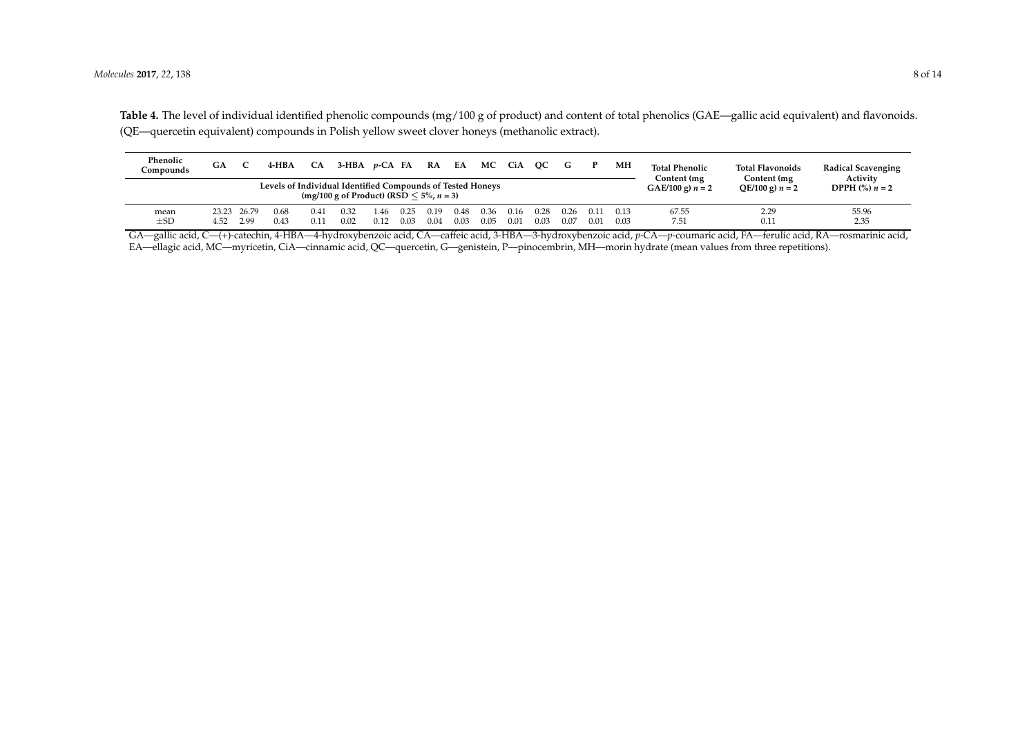**Table 4.** The level of individual identified phenolic compounds (mg/100 g of product) and content of total phenolics (GAE—gallic acid equivalent) and flavonoids. (QE—quercetin equivalent) compounds in Polish yellow sweet clover honeys (methanolic extract).

| Phenolic Compounds | GA | C | 4-HBA | CA | 3-HBA | *p*-CA | FA | RA | EA | MC | CiA | QC | G | P | MH | Total Phenolic Content (mg GAE/100 g) $n = 2$ | Total Flavonoids Content (mg QE/100 g) $n = 2$ | Radical Scavenging Activity DPPH (%) $n = 2$ |
|---|---|---|---|---|---|---|---|---|---|---|---|---|---|---|---|---|---|---|
| | Levels of Individual Identified Compounds of Tested Honeys (mg/100 g of Product) (RSD $\leq$ 5%, $n = 3$) | | | | | | | | | | | | | | | | | |
| mean | 23.23 | 26.79 | 0.68 | 0.41 | 0.32 | 1.46 | 0.25 | 0.19 | 0.48 | 0.36 | 0.16 | 0.28 | 0.26 | 0.11 | 0.13 | 67.55 | 2.29 | 55.96 |
| ±SD | 4.52 | 2.99 | 0.43 | 0.11 | 0.02 | 0.12 | 0.03 | 0.04 | 0.03 | 0.05 | 0.01 | 0.03 | 0.07 | 0.01 | 0.03 | 7.51 | 0.11 | 2.35 |

GA—gallic acid, C—(+)-catechin, 4-HBA—4-hydroxybenzoic acid, CA—caffeic acid, 3-HBA—3-hydroxybenzoic acid, *p*-CA—*p*-coumaric acid, FA—ferulic acid, RA—rosmarinic acid, EA—ellagic acid, MC—myricetin, CiA—cinnamic acid, QC—quercetin, G—genistein, P—pinocembrin, MH—morin hydrate (mean values from three repetitions).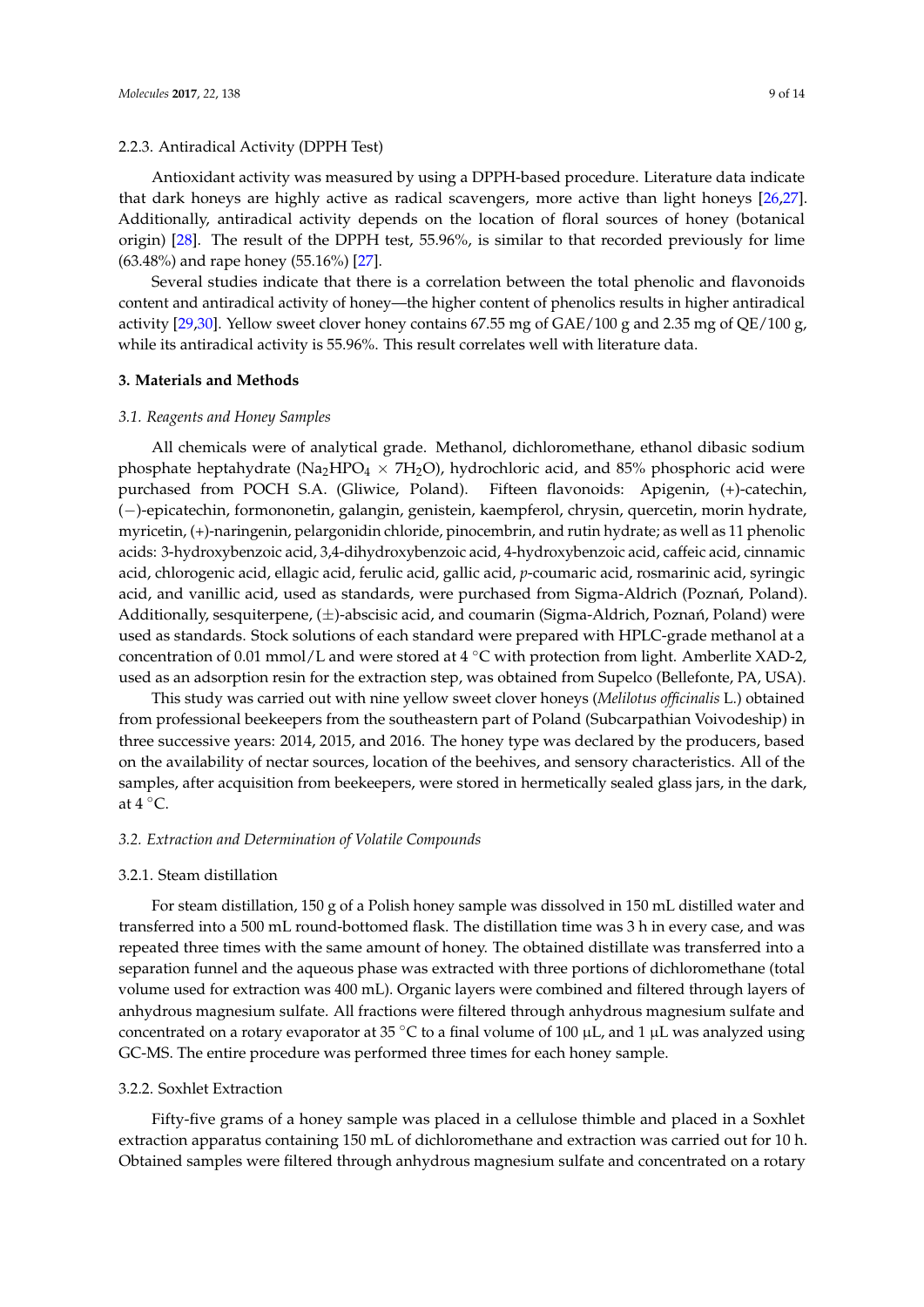#### 2.2.3. Antiradical Activity (DPPH Test)

Antioxidant activity was measured by using a DPPH-based procedure. Literature data indicate that dark honeys are highly active as radical scavengers, more active than light honeys [26,27]. Additionally, antiradical activity depends on the location of floral sources of honey (botanical origin) [28]. The result of the DPPH test, 55.96%, is similar to that recorded previously for lime (63.48%) and rape honey (55.16%) [27].

Several studies indicate that there is a correlation between the total phenolic and flavonoids content and antiradical activity of honey—the higher content of phenolics results in higher antiradical activity [29,30]. Yellow sweet clover honey contains 67.55 mg of GAE/100 g and 2.35 mg of QE/100 g, while its antiradical activity is 55.96%. This result correlates well with literature data.

## 3. Materials and Methods

### *3.1. Reagents and Honey Samples*

All chemicals were of analytical grade. Methanol, dichloromethane, ethanol dibasic sodium phosphate heptahydrate ($Na_2HPO_4 \times 7H_2O$), hydrochloric acid, and 85% phosphoric acid were purchased from POCH S.A. (Gliwice, Poland). Fifteen flavonoids: Apigenin, (+)-catechin, (−)-epicatechin, formononetin, galangin, genistein, kaempferol, chrysin, quercetin, morin hydrate, myricetin, (+)-naringenin, pelargonidin chloride, pinocembrin, and rutin hydrate; as well as 11 phenolic acids: 3-hydroxybenzoic acid, 3,4-dihydroxybenzoic acid, 4-hydroxybenzoic acid, caffeic acid, cinnamic acid, chlorogenic acid, ellagic acid, ferulic acid, gallic acid, *p*-coumaric acid, rosmarinic acid, syringic acid, and vanillic acid, used as standards, were purchased from Sigma-Aldrich (Poznań, Poland). Additionally, sesquiterpene, (±)-abscisic acid, and coumarin (Sigma-Aldrich, Poznań, Poland) were used as standards. Stock solutions of each standard were prepared with HPLC-grade methanol at a concentration of 0.01 mmol/L and were stored at 4 °C with protection from light. Amberlite XAD-2, used as an adsorption resin for the extraction step, was obtained from Supelco (Bellefonte, PA, USA).

This study was carried out with nine yellow sweet clover honeys (*Melilotus officinalis* L.) obtained from professional beekeepers from the southeastern part of Poland (Subcarpathian Voivodeship) in three successive years: 2014, 2015, and 2016. The honey type was declared by the producers, based on the availability of nectar sources, location of the beehives, and sensory characteristics. All of the samples, after acquisition from beekeepers, were stored in hermetically sealed glass jars, in the dark, at 4 °C.

### *3.2. Extraction and Determination of Volatile Compounds*

#### 3.2.1. Steam distillation

For steam distillation, 150 g of a Polish honey sample was dissolved in 150 mL distilled water and transferred into a 500 mL round-bottomed flask. The distillation time was 3 h in every case, and was repeated three times with the same amount of honey. The obtained distillate was transferred into a separation funnel and the aqueous phase was extracted with three portions of dichloromethane (total volume used for extraction was 400 mL). Organic layers were combined and filtered through layers of anhydrous magnesium sulfate. All fractions were filtered through anhydrous magnesium sulfate and concentrated on a rotary evaporator at 35 °C to a final volume of 100 µL, and 1 µL was analyzed using GC-MS. The entire procedure was performed three times for each honey sample.

#### 3.2.2. Soxhlet Extraction

Fifty-five grams of a honey sample was placed in a cellulose thimble and placed in a Soxhlet extraction apparatus containing 150 mL of dichloromethane and extraction was carried out for 10 h. Obtained samples were filtered through anhydrous magnesium sulfate and concentrated on a rotary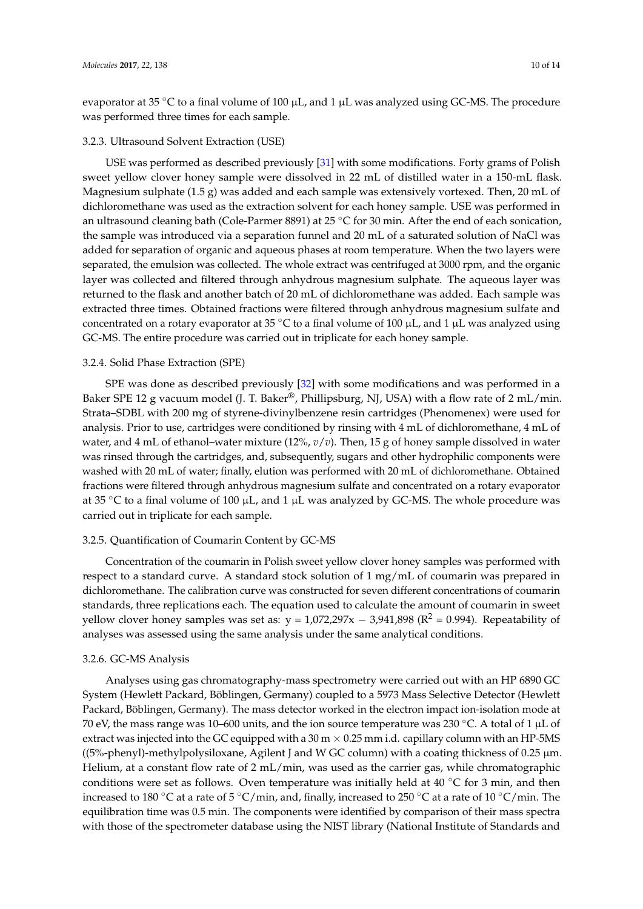evaporator at 35 °C to a final volume of 100 μL, and 1 μL was analyzed using GC-MS. The procedure was performed three times for each sample.

#### 3.2.3. Ultrasound Solvent Extraction (USE)

USE was performed as described previously [31] with some modifications. Forty grams of Polish sweet yellow clover honey sample were dissolved in 22 mL of distilled water in a 150-mL flask. Magnesium sulphate (1.5 g) was added and each sample was extensively vortexed. Then, 20 mL of dichloromethane was used as the extraction solvent for each honey sample. USE was performed in an ultrasound cleaning bath (Cole-Parmer 8891) at 25 °C for 30 min. After the end of each sonication, the sample was introduced via a separation funnel and 20 mL of a saturated solution of NaCl was added for separation of organic and aqueous phases at room temperature. When the two layers were separated, the emulsion was collected. The whole extract was centrifuged at 3000 rpm, and the organic layer was collected and filtered through anhydrous magnesium sulphate. The aqueous layer was returned to the flask and another batch of 20 mL of dichloromethane was added. Each sample was extracted three times. Obtained fractions were filtered through anhydrous magnesium sulfate and concentrated on a rotary evaporator at 35 °C to a final volume of 100 μL, and 1 μL was analyzed using GC-MS. The entire procedure was carried out in triplicate for each honey sample.

#### 3.2.4. Solid Phase Extraction (SPE)

SPE was done as described previously [32] with some modifications and was performed in a Baker SPE 12 g vacuum model (J. T. Baker®, Phillipsburg, NJ, USA) with a flow rate of 2 mL/min. Strata–SDBL with 200 mg of styrene-divinylbenzene resin cartridges (Phenomenex) were used for analysis. Prior to use, cartridges were conditioned by rinsing with 4 mL of dichloromethane, 4 mL of water, and 4 mL of ethanol–water mixture (12%, *v*/*v*). Then, 15 g of honey sample dissolved in water was rinsed through the cartridges, and, subsequently, sugars and other hydrophilic components were washed with 20 mL of water; finally, elution was performed with 20 mL of dichloromethane. Obtained fractions were filtered through anhydrous magnesium sulfate and concentrated on a rotary evaporator at 35 °C to a final volume of 100 μL, and 1 μL was analyzed by GC-MS. The whole procedure was carried out in triplicate for each sample.

#### 3.2.5. Quantification of Coumarin Content by GC-MS

Concentration of the coumarin in Polish sweet yellow clover honey samples was performed with respect to a standard curve. A standard stock solution of 1 mg/mL of coumarin was prepared in dichloromethane. The calibration curve was constructed for seven different concentrations of coumarin standards, three replications each. The equation used to calculate the amount of coumarin in sweet yellow clover honey samples was set as: $y = 1{,}072{,}297x - 3{,}941{,}898$ ($R^2 = 0.994$). Repeatability of analyses was assessed using the same analysis under the same analytical conditions.

#### 3.2.6. GC-MS Analysis

Analyses using gas chromatography-mass spectrometry were carried out with an HP 6890 GC System (Hewlett Packard, Böblingen, Germany) coupled to a 5973 Mass Selective Detector (Hewlett Packard, Böblingen, Germany). The mass detector worked in the electron impact ion-isolation mode at 70 eV, the mass range was 10–600 units, and the ion source temperature was 230 °C. A total of 1 μL of extract was injected into the GC equipped with a 30 m × 0.25 mm i.d. capillary column with an HP-5MS ((5%-phenyl)-methylpolysiloxane, Agilent J and W GC column) with a coating thickness of 0.25 μm. Helium, at a constant flow rate of 2 mL/min, was used as the carrier gas, while chromatographic conditions were set as follows. Oven temperature was initially held at 40 °C for 3 min, and then increased to 180 °C at a rate of 5 °C/min, and, finally, increased to 250 °C at a rate of 10 °C/min. The equilibration time was 0.5 min. The components were identified by comparison of their mass spectra with those of the spectrometer database using the NIST library (National Institute of Standards and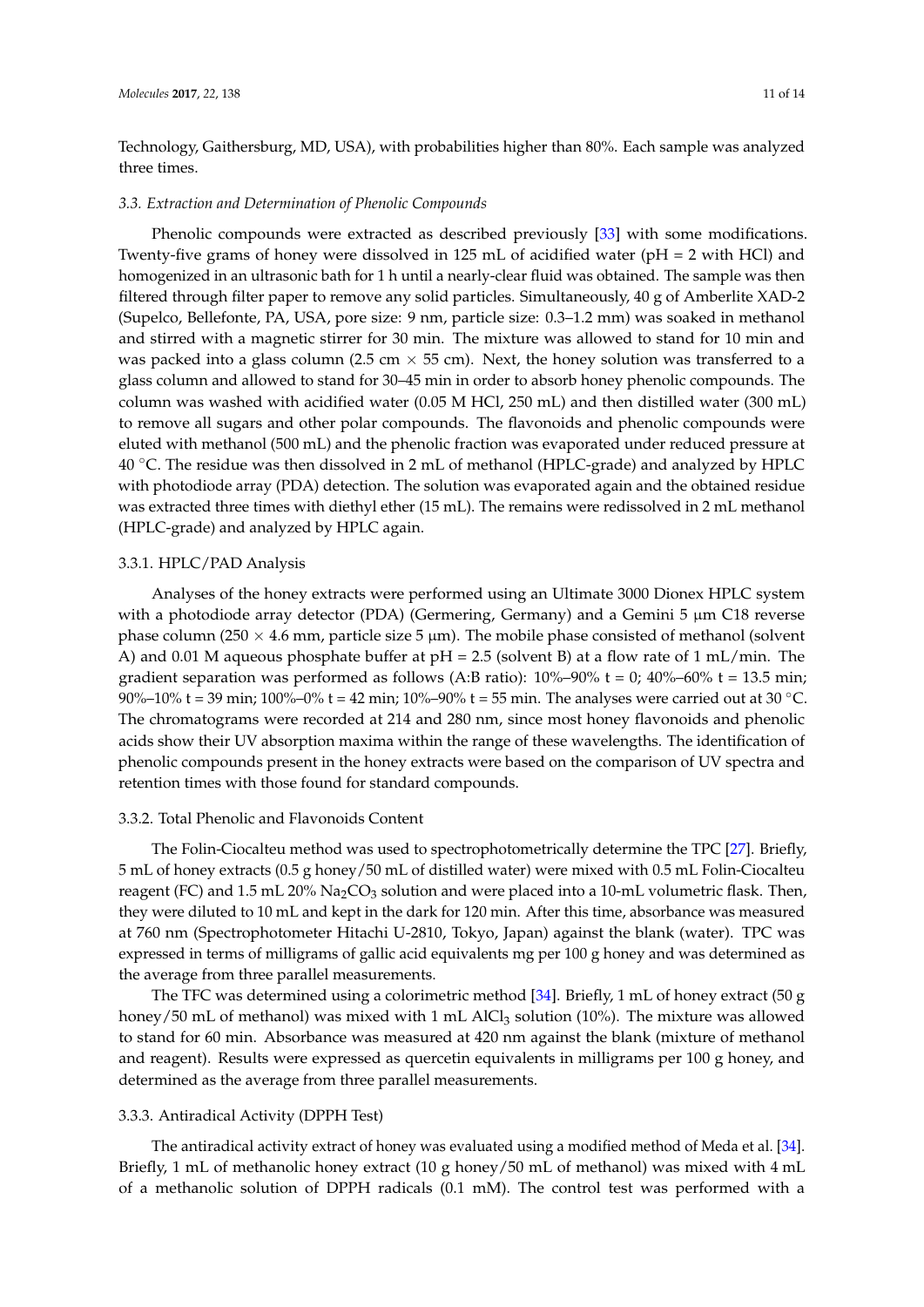Technology, Gaithersburg, MD, USA), with probabilities higher than 80%. Each sample was analyzed three times.

### *3.3. Extraction and Determination of Phenolic Compounds*

Phenolic compounds were extracted as described previously [33] with some modifications. Twenty-five grams of honey were dissolved in 125 mL of acidified water (pH = 2 with HCl) and homogenized in an ultrasonic bath for 1 h until a nearly-clear fluid was obtained. The sample was then filtered through filter paper to remove any solid particles. Simultaneously, 40 g of Amberlite XAD-2 (Supelco, Bellefonte, PA, USA, pore size: 9 nm, particle size: 0.3–1.2 mm) was soaked in methanol and stirred with a magnetic stirrer for 30 min. The mixture was allowed to stand for 10 min and was packed into a glass column (2.5 cm × 55 cm). Next, the honey solution was transferred to a glass column and allowed to stand for 30–45 min in order to absorb honey phenolic compounds. The column was washed with acidified water (0.05 M HCl, 250 mL) and then distilled water (300 mL) to remove all sugars and other polar compounds. The flavonoids and phenolic compounds were eluted with methanol (500 mL) and the phenolic fraction was evaporated under reduced pressure at 40 °C. The residue was then dissolved in 2 mL of methanol (HPLC-grade) and analyzed by HPLC with photodiode array (PDA) detection. The solution was evaporated again and the obtained residue was extracted three times with diethyl ether (15 mL). The remains were redissolved in 2 mL methanol (HPLC-grade) and analyzed by HPLC again.

#### 3.3.1. HPLC/PAD Analysis

Analyses of the honey extracts were performed using an Ultimate 3000 Dionex HPLC system with a photodiode array detector (PDA) (Germering, Germany) and a Gemini 5 μm C18 reverse phase column (250 × 4.6 mm, particle size 5 μm). The mobile phase consisted of methanol (solvent A) and 0.01 M aqueous phosphate buffer at pH = 2.5 (solvent B) at a flow rate of 1 mL/min. The gradient separation was performed as follows (A:B ratio): 10%–90% t = 0; 40%–60% t = 13.5 min; 90%–10% t = 39 min; 100%–0% t = 42 min; 10%–90% t = 55 min. The analyses were carried out at 30 °C. The chromatograms were recorded at 214 and 280 nm, since most honey flavonoids and phenolic acids show their UV absorption maxima within the range of these wavelengths. The identification of phenolic compounds present in the honey extracts were based on the comparison of UV spectra and retention times with those found for standard compounds.

#### 3.3.2. Total Phenolic and Flavonoids Content

The Folin-Ciocalteu method was used to spectrophotometrically determine the TPC [27]. Briefly, 5 mL of honey extracts (0.5 g honey/50 mL of distilled water) were mixed with 0.5 mL Folin-Ciocalteu reagent (FC) and 1.5 mL 20% $Na_2CO_3$ solution and were placed into a 10-mL volumetric flask. Then, they were diluted to 10 mL and kept in the dark for 120 min. After this time, absorbance was measured at 760 nm (Spectrophotometer Hitachi U-2810, Tokyo, Japan) against the blank (water). TPC was expressed in terms of milligrams of gallic acid equivalents mg per 100 g honey and was determined as the average from three parallel measurements.

The TFC was determined using a colorimetric method [34]. Briefly, 1 mL of honey extract (50 g honey/50 mL of methanol) was mixed with 1 mL $AlCl_3$ solution (10%). The mixture was allowed to stand for 60 min. Absorbance was measured at 420 nm against the blank (mixture of methanol and reagent). Results were expressed as quercetin equivalents in milligrams per 100 g honey, and determined as the average from three parallel measurements.

#### 3.3.3. Antiradical Activity (DPPH Test)

The antiradical activity extract of honey was evaluated using a modified method of Meda et al. [34]. Briefly, 1 mL of methanolic honey extract (10 g honey/50 mL of methanol) was mixed with 4 mL of a methanolic solution of DPPH radicals (0.1 mM). The control test was performed with a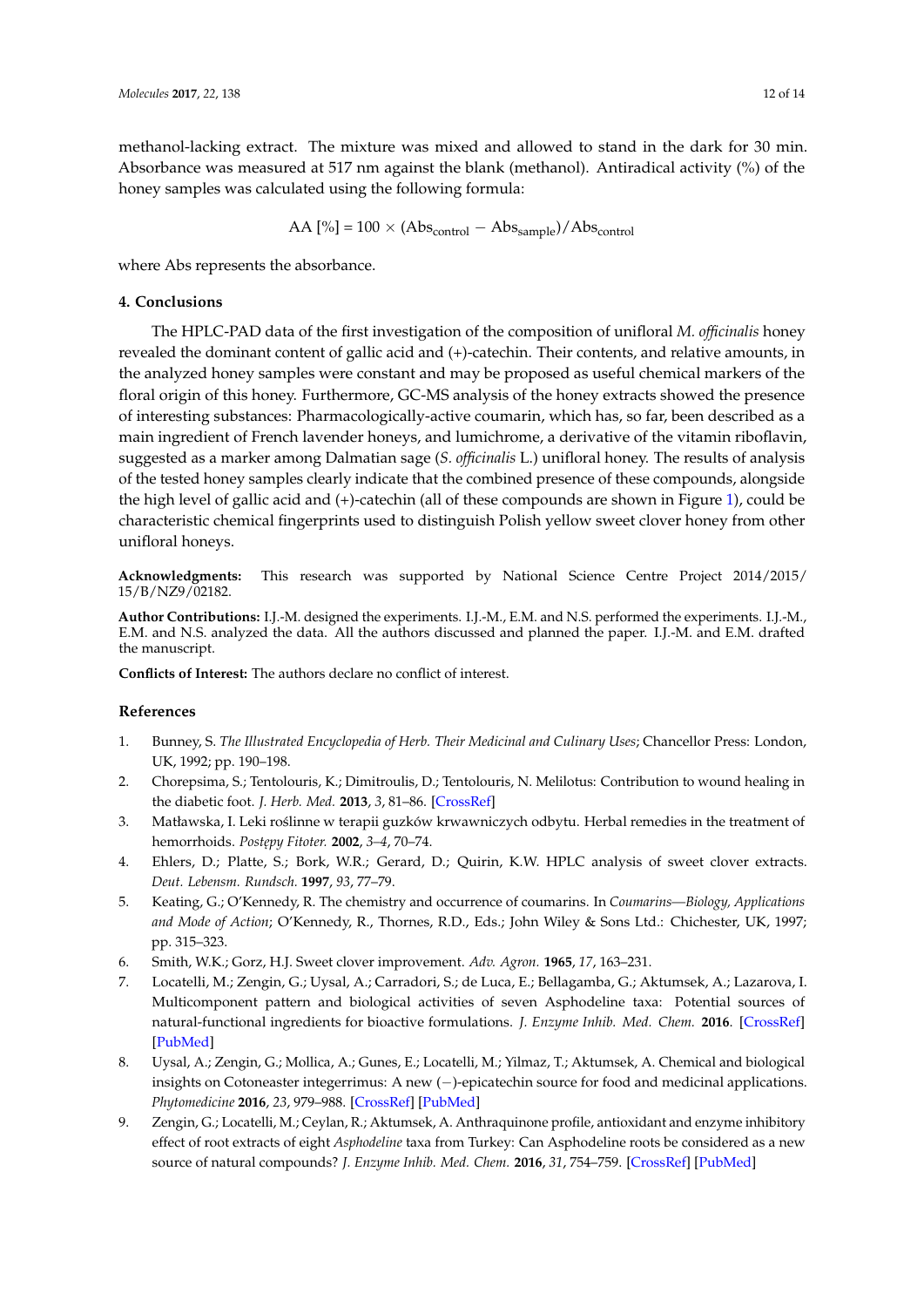methanol-lacking extract. The mixture was mixed and allowed to stand in the dark for 30 min. Absorbance was measured at 517 nm against the blank (methanol). Antiradical activity (%) of the honey samples was calculated using the following formula:

$$\text{AA} [\%] = 100 \times (\text{Abs}_{\text{control}} - \text{Abs}_{\text{sample}})/\text{Abs}_{\text{control}}$$

where Abs represents the absorbance.

## 4. Conclusions

The HPLC-PAD data of the first investigation of the composition of unifloral *M. officinalis* honey revealed the dominant content of gallic acid and (+)-catechin. Their contents, and relative amounts, in the analyzed honey samples were constant and may be proposed as useful chemical markers of the floral origin of this honey. Furthermore, GC-MS analysis of the honey extracts showed the presence of interesting substances: Pharmacologically-active coumarin, which has, so far, been described as a main ingredient of French lavender honeys, and lumichrome, a derivative of the vitamin riboflavin, suggested as a marker among Dalmatian sage (*S. officinalis* L.) unifloral honey. The results of analysis of the tested honey samples clearly indicate that the combined presence of these compounds, alongside the high level of gallic acid and (+)-catechin (all of these compounds are shown in Figure 1), could be characteristic chemical fingerprints used to distinguish Polish yellow sweet clover honey from other unifloral honeys.

**Acknowledgments:** This research was supported by National Science Centre Project 2014/2015/15/B/NZ9/02182.

**Author Contributions:** I.J.-M. designed the experiments. I.J.-M., E.M. and N.S. performed the experiments. I.J.-M., E.M. and N.S. analyzed the data. All the authors discussed and planned the paper. I.J.-M. and E.M. drafted the manuscript.

**Conflicts of Interest:** The authors declare no conflict of interest.

## References

1. Bunney, S. *The Illustrated Encyclopedia of Herb. Their Medicinal and Culinary Uses*; Chancellor Press: London, UK, 1992; pp. 190–198.
2. Chorepsima, S.; Tentolouris, K.; Dimitroulis, D.; Tentolouris, N. Melilotus: Contribution to wound healing in the diabetic foot. *J. Herb. Med.* **2013**, *3*, 81–86. [CrossRef]
3. Matławska, I. Leki roślinne w terapii guzków krwawniczych odbytu. Herbal remedies in the treatment of hemorrhoids. *Postępy Fitoter.* **2002**, *3–4*, 70–74.
4. Ehlers, D.; Platte, S.; Bork, W.R.; Gerard, D.; Quirin, K.W. HPLC analysis of sweet clover extracts. *Deut. Lebensm. Rundsch.* **1997**, *93*, 77–79.
5. Keating, G.; O'Kennedy, R. The chemistry and occurrence of coumarins. In *Coumarins—Biology, Applications and Mode of Action*; O'Kennedy, R., Thornes, R.D., Eds.; John Wiley & Sons Ltd.: Chichester, UK, 1997; pp. 315–323.
6. Smith, W.K.; Gorz, H.J. Sweet clover improvement. *Adv. Agron.* **1965**, *17*, 163–231.
7. Locatelli, M.; Zengin, G.; Uysal, A.; Carradori, S.; de Luca, E.; Bellagamba, G.; Aktumsek, A.; Lazarova, I. Multicomponent pattern and biological activities of seven Asphodeline taxa: Potential sources of natural-functional ingredients for bioactive formulations. *J. Enzyme Inhib. Med. Chem.* **2016**. [CrossRef] [PubMed]
8. Uysal, A.; Zengin, G.; Mollica, A.; Gunes, E.; Locatelli, M.; Yilmaz, T.; Aktumsek, A. Chemical and biological insights on Cotoneaster integerrimus: A new (−)-epicatechin source for food and medicinal applications. *Phytomedicine* **2016**, *23*, 979–988. [CrossRef] [PubMed]
9. Zengin, G.; Locatelli, M.; Ceylan, R.; Aktumsek, A. Anthraquinone profile, antioxidant and enzyme inhibitory effect of root extracts of eight *Asphodeline* taxa from Turkey: Can Asphodeline roots be considered as a new source of natural compounds? *J. Enzyme Inhib. Med. Chem.* **2016**, *31*, 754–759. [CrossRef] [PubMed]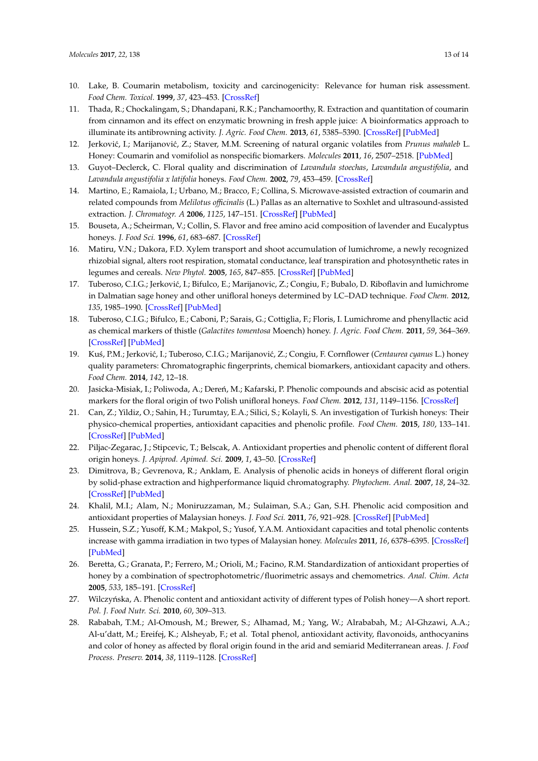10. Lake, B. Coumarin metabolism, toxicity and carcinogenicity: Relevance for human risk assessment. *Food Chem. Toxicol.* **1999**, *37*, 423–453. [CrossRef]
11. Thada, R.; Chockalingam, S.; Dhandapani, R.K.; Panchamoorthy, R. Extraction and quantitation of coumarin from cinnamon and its effect on enzymatic browning in fresh apple juice: A bioinformatics approach to illuminate its antibrowning activity. *J. Agric. Food Chem.* **2013**, *61*, 5385–5390. [CrossRef] [PubMed]
12. Jerković, I.; Marijanović, Z.; Staver, M.M. Screening of natural organic volatiles from *Prunus mahaleb* L. Honey: Coumarin and vomifoliol as nonspecific biomarkers. *Molecules* **2011**, *16*, 2507–2518. [PubMed]
13. Guyot–Declerck, C. Floral quality and discrimination of *Lavandula stoechas*, *Lavandula angustifolia*, and *Lavandula angustifolia x latifolia* honeys. *Food Chem.* **2002**, *79*, 453–459. [CrossRef]
14. Martino, E.; Ramaiola, I.; Urbano, M.; Bracco, F.; Collina, S. Microwave-assisted extraction of coumarin and related compounds from *Melilotus officinalis* (L.) Pallas as an alternative to Soxhlet and ultrasound-assisted extraction. *J. Chromatogr. A* **2006**, *1125*, 147–151. [CrossRef] [PubMed]
15. Bouseta, A.; Scheirman, V.; Collin, S. Flavor and free amino acid composition of lavender and Eucalyptus honeys. *J. Food Sci.* **1996**, *61*, 683–687. [CrossRef]
16. Matiru, V.N.; Dakora, F.D. Xylem transport and shoot accumulation of lumichrome, a newly recognized rhizobial signal, alters root respiration, stomatal conductance, leaf transpiration and photosynthetic rates in legumes and cereals. *New Phytol.* **2005**, *165*, 847–855. [CrossRef] [PubMed]
17. Tuberoso, C.I.G.; Jerković, I.; Bifulco, E.; Marijanovic, Z.; Congiu, F.; Bubalo, D. Riboflavin and lumichrome in Dalmatian sage honey and other unifloral honeys determined by LC–DAD technique. *Food Chem.* **2012**, *135*, 1985–1990. [CrossRef] [PubMed]
18. Tuberoso, C.I.G.; Bifulco, E.; Caboni, P.; Sarais, G.; Cottiglia, F.; Floris, I. Lumichrome and phenyllactic acid as chemical markers of thistle (*Galactites tomentosa* Moench) honey. *J. Agric. Food Chem.* **2011**, *59*, 364–369. [CrossRef] [PubMed]
19. Kuś, P.M.; Jerković, I.; Tuberoso, C.I.G.; Marijanović, Z.; Congiu, F. Cornflower (*Centaurea cyanus* L.) honey quality parameters: Chromatographic fingerprints, chemical biomarkers, antioxidant capacity and others. *Food Chem.* **2014**, *142*, 12–18.
20. Jasicka-Misiak, I.; Poliwoda, A.; Dereń, M.; Kafarski, P. Phenolic compounds and abscisic acid as potential markers for the floral origin of two Polish unifloral honeys. *Food Chem.* **2012**, *131*, 1149–1156. [CrossRef]
21. Can, Z.; Yildiz, O.; Sahin, H.; Turumtay, E.A.; Silici, S.; Kolayli, S. An investigation of Turkish honeys: Their physico-chemical properties, antioxidant capacities and phenolic profile. *Food Chem.* **2015**, *180*, 133–141. [CrossRef] [PubMed]
22. Piljac-Zegarac, J.; Stipcevic, T.; Belscak, A. Antioxidant properties and phenolic content of different floral origin honeys. *J. Apiprod. Apimed. Sci.* **2009**, *1*, 43–50. [CrossRef]
23. Dimitrova, B.; Gevrenova, R.; Anklam, E. Analysis of phenolic acids in honeys of different floral origin by solid-phase extraction and highperformance liquid chromatography. *Phytochem. Anal.* **2007**, *18*, 24–32. [CrossRef] [PubMed]
24. Khalil, M.I.; Alam, N.; Moniruzzaman, M.; Sulaiman, S.A.; Gan, S.H. Phenolic acid composition and antioxidant properties of Malaysian honeys. *J. Food Sci.* **2011**, *76*, 921–928. [CrossRef] [PubMed]
25. Hussein, S.Z.; Yusoff, K.M.; Makpol, S.; Yusof, Y.A.M. Antioxidant capacities and total phenolic contents increase with gamma irradiation in two types of Malaysian honey. *Molecules* **2011**, *16*, 6378–6395. [CrossRef] [PubMed]
26. Beretta, G.; Granata, P.; Ferrero, M.; Orioli, M.; Facino, R.M. Standardization of antioxidant properties of honey by a combination of spectrophotometric/fluorimetric assays and chemometrics. *Anal. Chim. Acta* **2005**, *533*, 185–191. [CrossRef]
27. Wilczyńska, A. Phenolic content and antioxidant activity of different types of Polish honey—A short report. *Pol. J. Food Nutr. Sci.* **2010**, *60*, 309–313.
28. Rababah, T.M.; Al-Omoush, M.; Brewer, S.; Alhamad, M.; Yang, W.; Alrababah, M.; Al-Ghzawi, A.A.; Al-u'datt, M.; Ereifej, K.; Alsheyab, F.; et al. Total phenol, antioxidant activity, flavonoids, anthocyanins and color of honey as affected by floral origin found in the arid and semiarid Mediterranean areas. *J. Food Process. Preserv.* **2014**, *38*, 1119–1128. [CrossRef]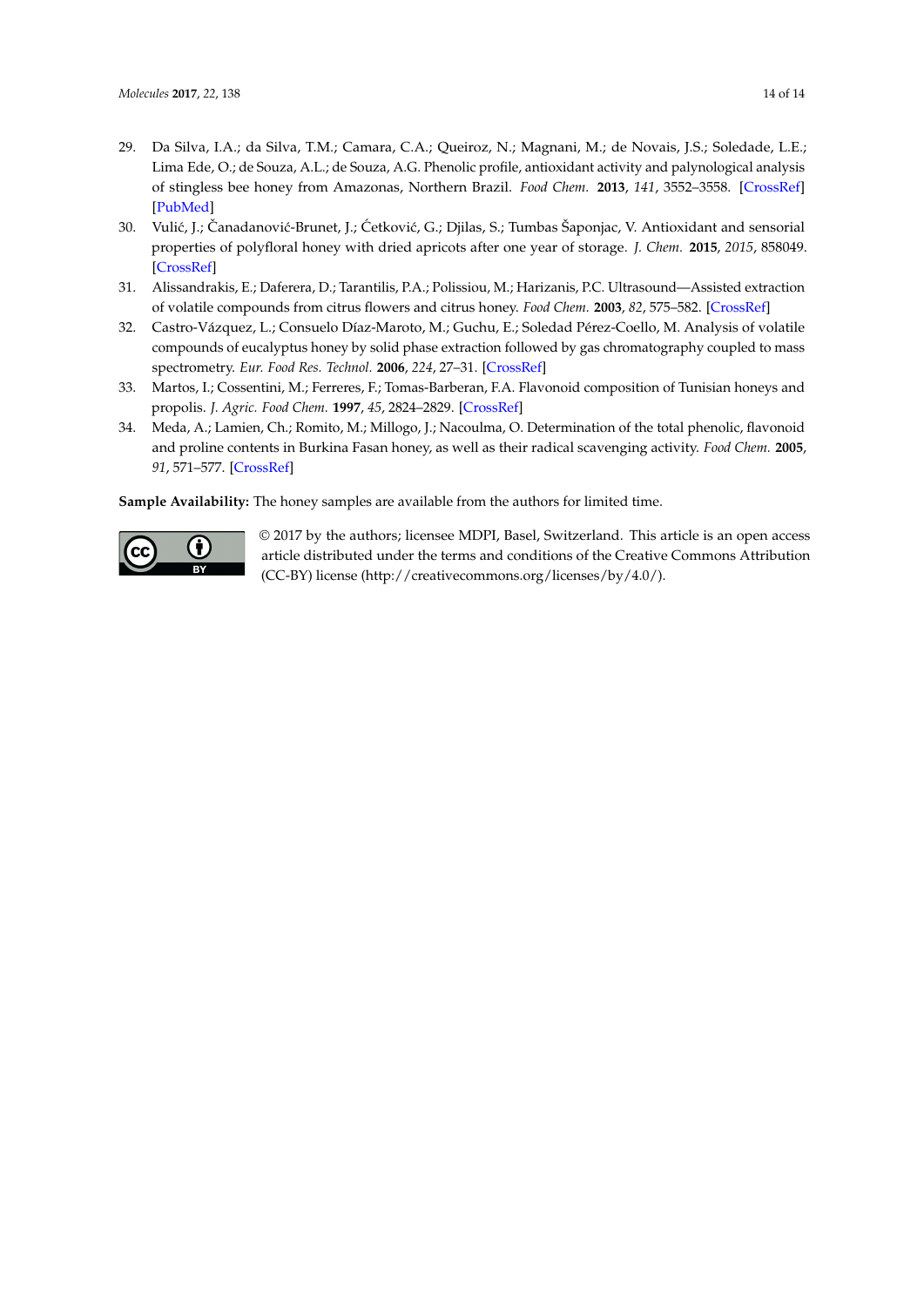29. Da Silva, I.A.; da Silva, T.M.; Camara, C.A.; Queiroz, N.; Magnani, M.; de Novais, J.S.; Soledade, L.E.; Lima Ede, O.; de Souza, A.L.; de Souza, A.G. Phenolic profile, antioxidant activity and palynological analysis of stingless bee honey from Amazonas, Northern Brazil. *Food Chem.* **2013**, *141*, 3552–3558. [CrossRef] [PubMed]
30. Vulić, J.; Čanadanović-Brunet, J.; Ćetković, G.; Djilas, S.; Tumbas Šaponjac, V. Antioxidant and sensorial properties of polyfloral honey with dried apricots after one year of storage. *J. Chem.* **2015**, *2015*, 858049. [CrossRef]
31. Alissandrakis, E.; Daferera, D.; Tarantilis, P.A.; Polissiou, M.; Harizanis, P.C. Ultrasound—Assisted extraction of volatile compounds from citrus flowers and citrus honey. *Food Chem.* **2003**, *82*, 575–582. [CrossRef]
32. Castro-Vázquez, L.; Consuelo Díaz-Maroto, M.; Guchu, E.; Soledad Pérez-Coello, M. Analysis of volatile compounds of eucalyptus honey by solid phase extraction followed by gas chromatography coupled to mass spectrometry. *Eur. Food Res. Technol.* **2006**, *224*, 27–31. [CrossRef]
33. Martos, I.; Cossentini, M.; Ferreres, F.; Tomas-Barberan, F.A. Flavonoid composition of Tunisian honeys and propolis. *J. Agric. Food Chem.* **1997**, *45*, 2824–2829. [CrossRef]
34. Meda, A.; Lamien, Ch.; Romito, M.; Millogo, J.; Nacoulma, O. Determination of the total phenolic, flavonoid and proline contents in Burkina Fasan honey, as well as their radical scavenging activity. *Food Chem.* **2005**, *91*, 571–577. [CrossRef]

**Sample Availability:** The honey samples are available from the authors for limited time.

© 2017 by the authors; licensee MDPI, Basel, Switzerland. This article is an open access article distributed under the terms and conditions of the Creative Commons Attribution (CC-BY) license (http://creativecommons.org/licenses/by/4.0/).